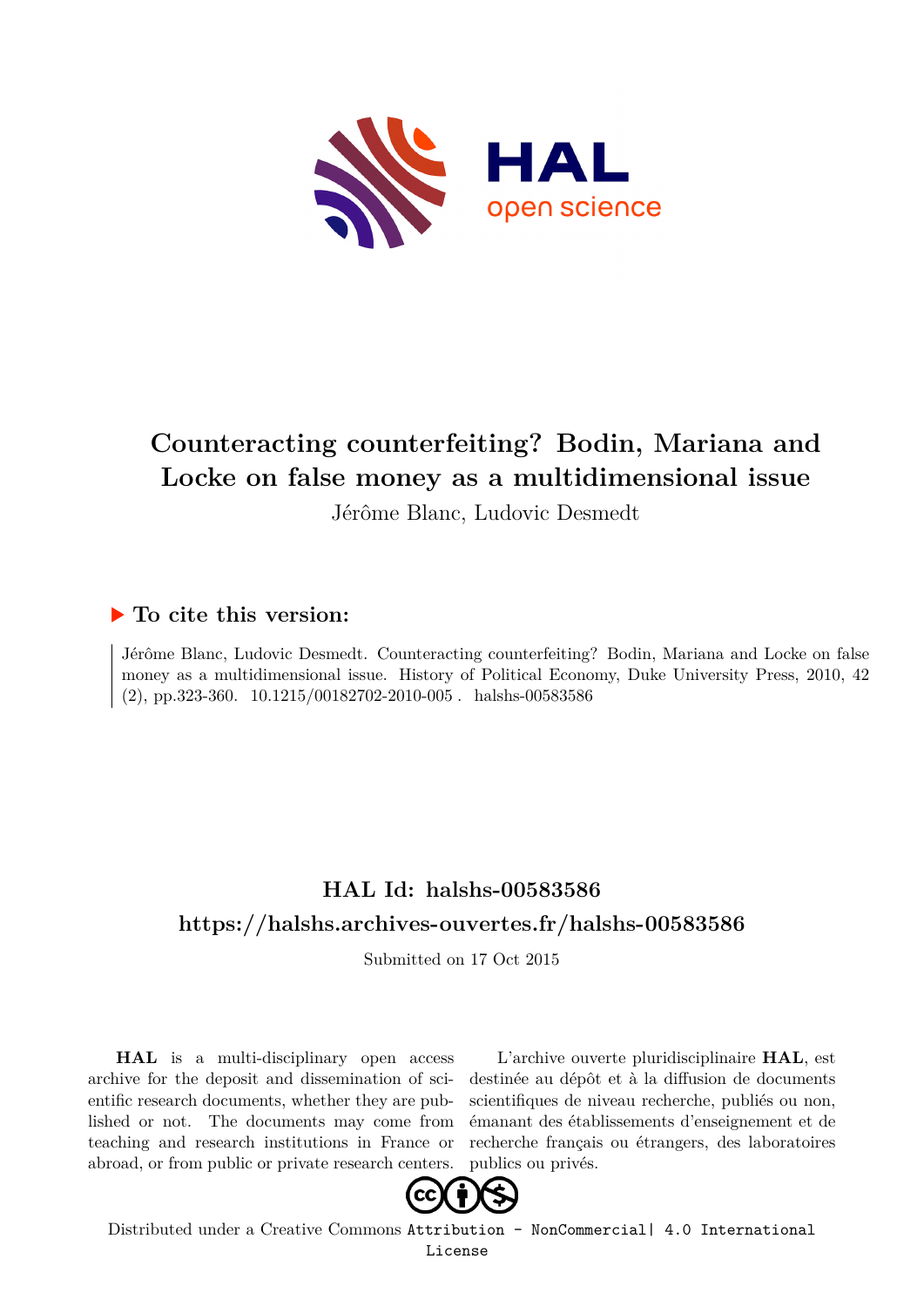# Counteracting counterfeiting? Bodin, Mariana and Locke on false money as a multidimensional issue

Jérôme Blanc, Ludovic Desmedt

## ▶ To cite this version:

Jérôme Blanc, Ludovic Desmedt. Counteracting counterfeiting? Bodin, Mariana and Locke on false money as a multidimensional issue. History of Political Economy, Duke University Press, 2010, 42 (2), pp.323-360. 10.1215/00182702-2010-005 . halshs-00583586

## HAL Id: halshs-00583586

## https://halshs.archives-ouvertes.fr/halshs-00583586

Submitted on 17 Oct 2015

**HAL** is a multi-disciplinary open access archive for the deposit and dissemination of scientific research documents, whether they are published or not. The documents may come from teaching and research institutions in France or abroad, or from public or private research centers.

L'archive ouverte pluridisciplinaire **HAL**, est destinée au dépôt et à la diffusion de documents scientifiques de niveau recherche, publiés ou non, émanant des établissements d'enseignement et de recherche français ou étrangers, des laboratoires publics ou privés.

Distributed under a Creative Commons Attribution - NonCommercial| 4.0 International License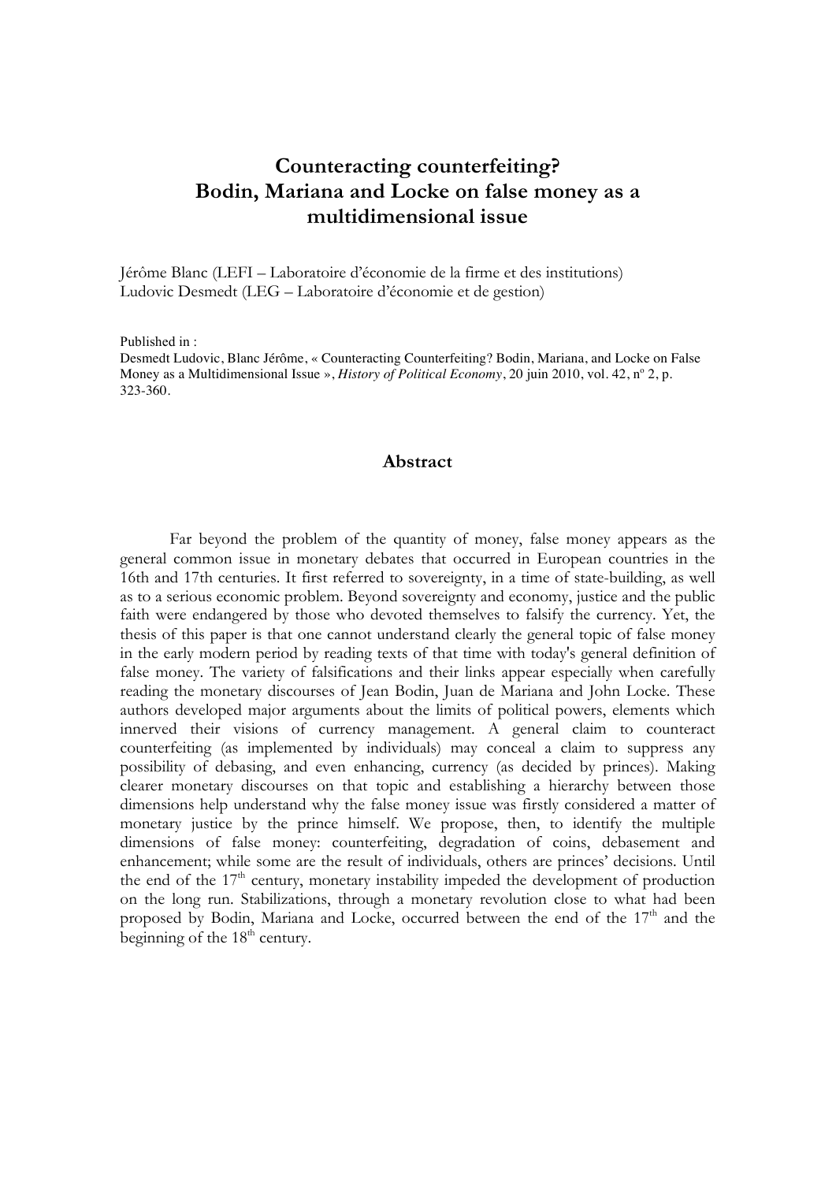# Counteracting counterfeiting? Bodin, Mariana and Locke on false money as a multidimensional issue

Jérôme Blanc (LEFI – Laboratoire d'économie de la firme et des institutions)
Ludovic Desmedt (LEG – Laboratoire d'économie et de gestion)

Published in :
Desmedt Ludovic, Blanc Jérôme, « Counteracting Counterfeiting? Bodin, Mariana, and Locke on False Money as a Multidimensional Issue », *History of Political Economy*, 20 juin 2010, vol. 42, nº 2, p. 323-360.

## Abstract

Far beyond the problem of the quantity of money, false money appears as the general common issue in monetary debates that occurred in European countries in the 16th and 17th centuries. It first referred to sovereignty, in a time of state-building, as well as to a serious economic problem. Beyond sovereignty and economy, justice and the public faith were endangered by those who devoted themselves to falsify the currency. Yet, the thesis of this paper is that one cannot understand clearly the general topic of false money in the early modern period by reading texts of that time with today's general definition of false money. The variety of falsifications and their links appear especially when carefully reading the monetary discourses of Jean Bodin, Juan de Mariana and John Locke. These authors developed major arguments about the limits of political powers, elements which innerved their visions of currency management. A general claim to counteract counterfeiting (as implemented by individuals) may conceal a claim to suppress any possibility of debasing, and even enhancing, currency (as decided by princes). Making clearer monetary discourses on that topic and establishing a hierarchy between those dimensions help understand why the false money issue was firstly considered a matter of monetary justice by the prince himself. We propose, then, to identify the multiple dimensions of false money: counterfeiting, degradation of coins, debasement and enhancement; while some are the result of individuals, others are princes' decisions. Until the end of the 17th century, monetary instability impeded the development of production on the long run. Stabilizations, through a monetary revolution close to what had been proposed by Bodin, Mariana and Locke, occurred between the end of the 17th and the beginning of the 18th century.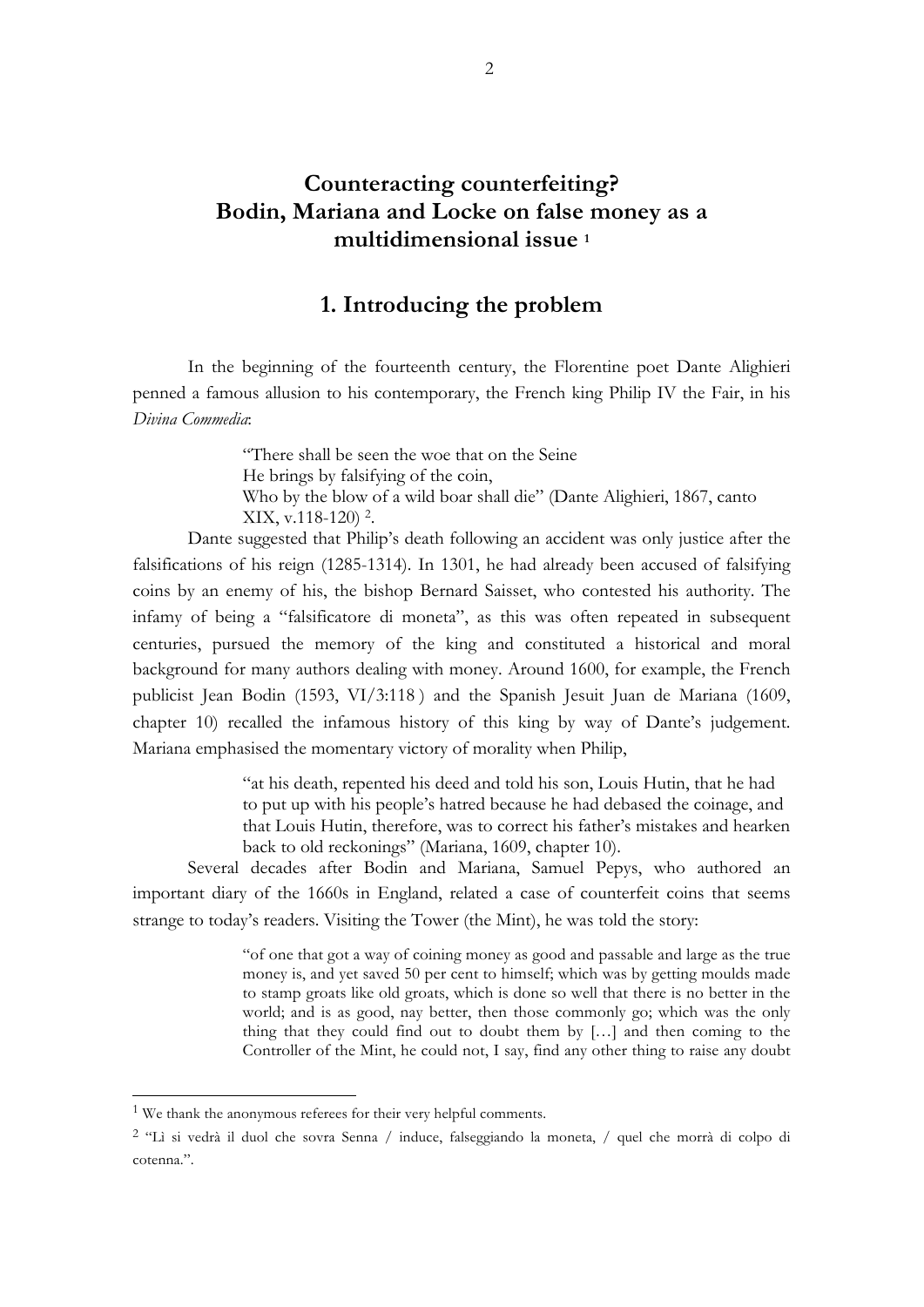# Counteracting counterfeiting? Bodin, Mariana and Locke on false money as a multidimensional issue [1]

## 1. Introducing the problem

In the beginning of the fourteenth century, the Florentine poet Dante Alighieri penned a famous allusion to his contemporary, the French king Philip IV the Fair, in his *Divina Commedia*:

> "There shall be seen the woe that on the Seine
> He brings by falsifying of the coin,
> Who by the blow of a wild boar shall die" (Dante Alighieri, 1867, canto XIX, v.118-120) [2].

Dante suggested that Philip's death following an accident was only justice after the falsifications of his reign (1285-1314). In 1301, he had already been accused of falsifying coins by an enemy of his, the bishop Bernard Saisset, who contested his authority. The infamy of being a "falsificatore di moneta", as this was often repeated in subsequent centuries, pursued the memory of the king and constituted a historical and moral background for many authors dealing with money. Around 1600, for example, the French publicist Jean Bodin (1593, VI/3:118 ) and the Spanish Jesuit Juan de Mariana (1609, chapter 10) recalled the infamous history of this king by way of Dante's judgement. Mariana emphasised the momentary victory of morality when Philip,

> "at his death, repented his deed and told his son, Louis Hutin, that he had to put up with his people's hatred because he had debased the coinage, and that Louis Hutin, therefore, was to correct his father's mistakes and hearken back to old reckonings" (Mariana, 1609, chapter 10).

Several decades after Bodin and Mariana, Samuel Pepys, who authored an important diary of the 1660s in England, related a case of counterfeit coins that seems strange to today's readers. Visiting the Tower (the Mint), he was told the story:

> "of one that got a way of coining money as good and passable and large as the true money is, and yet saved 50 per cent to himself; which was by getting moulds made to stamp groats like old groats, which is done so well that there is no better in the world; and is as good, nay better, then those commonly go; which was the only thing that they could find out to doubt them by […] and then coming to the Controller of the Mint, he could not, I say, find any other thing to raise any doubt

---

[1] We thank the anonymous referees for their very helpful comments.

[2] "Lì si vedrà il duol che sovra Senna / induce, falseggiando la moneta, / quel che morrà di colpo di cotenna.".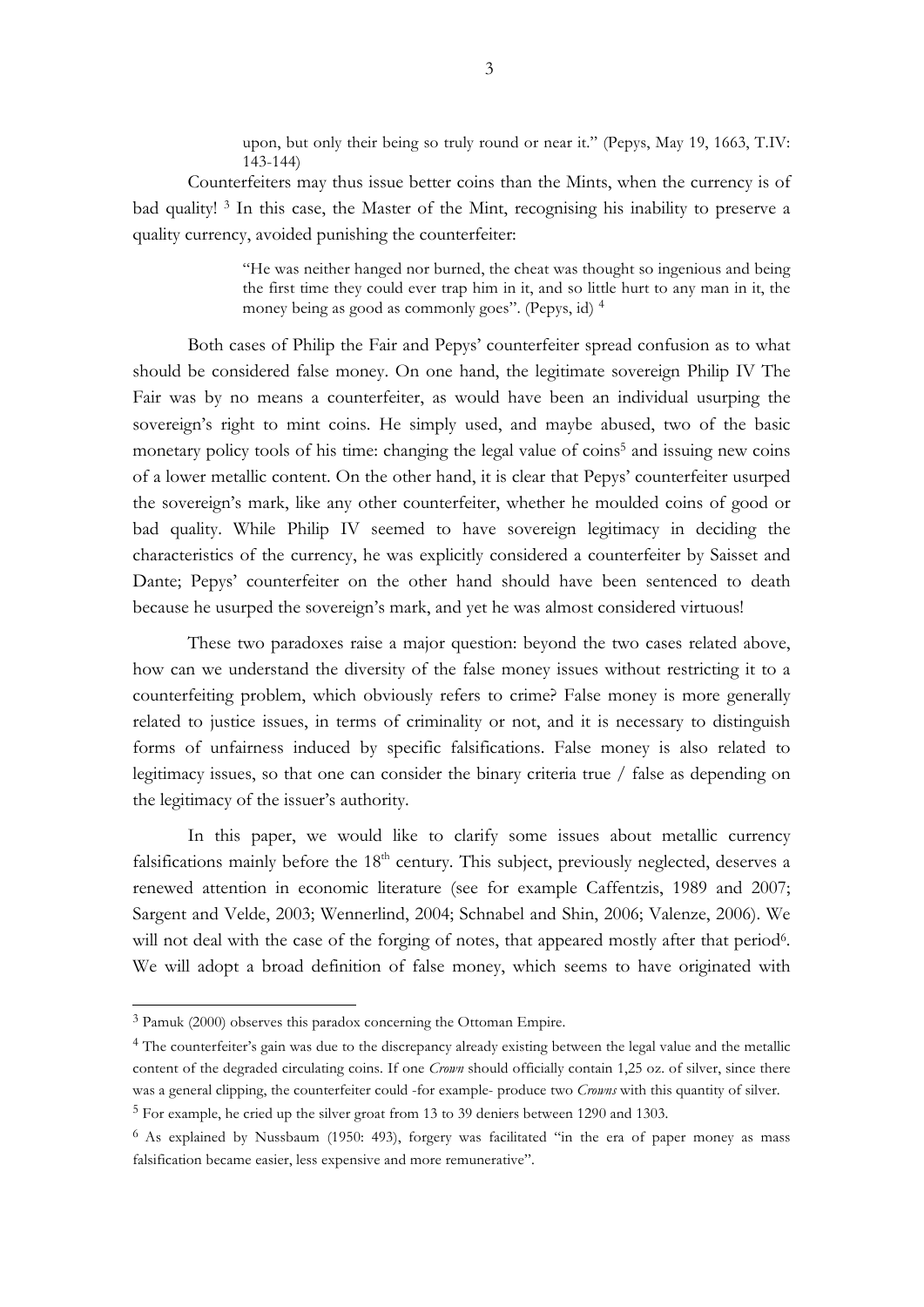> upon, but only their being so truly round or near it." (Pepys, May 19, 1663, T.IV: 143-144)

Counterfeiters may thus issue better coins than the Mints, when the currency is of bad quality! [3] In this case, the Master of the Mint, recognising his inability to preserve a quality currency, avoided punishing the counterfeiter:

> "He was neither hanged nor burned, the cheat was thought so ingenious and being the first time they could ever trap him in it, and so little hurt to any man in it, the money being as good as commonly goes". (Pepys, id) [4]

Both cases of Philip the Fair and Pepys' counterfeiter spread confusion as to what should be considered false money. On one hand, the legitimate sovereign Philip IV The Fair was by no means a counterfeiter, as would have been an individual usurping the sovereign's right to mint coins. He simply used, and maybe abused, two of the basic monetary policy tools of his time: changing the legal value of coins[5] and issuing new coins of a lower metallic content. On the other hand, it is clear that Pepys' counterfeiter usurped the sovereign's mark, like any other counterfeiter, whether he moulded coins of good or bad quality. While Philip IV seemed to have sovereign legitimacy in deciding the characteristics of the currency, he was explicitly considered a counterfeiter by Saisset and Dante; Pepys' counterfeiter on the other hand should have been sentenced to death because he usurped the sovereign's mark, and yet he was almost considered virtuous!

These two paradoxes raise a major question: beyond the two cases related above, how can we understand the diversity of the false money issues without restricting it to a counterfeiting problem, which obviously refers to crime? False money is more generally related to justice issues, in terms of criminality or not, and it is necessary to distinguish forms of unfairness induced by specific falsifications. False money is also related to legitimacy issues, so that one can consider the binary criteria true / false as depending on the legitimacy of the issuer's authority.

In this paper, we would like to clarify some issues about metallic currency falsifications mainly before the 18th century. This subject, previously neglected, deserves a renewed attention in economic literature (see for example Caffentzis, 1989 and 2007; Sargent and Velde, 2003; Wennerlind, 2004; Schnabel and Shin, 2006; Valenze, 2006). We will not deal with the case of the forging of notes, that appeared mostly after that period[6]. We will adopt a broad definition of false money, which seems to have originated with

---

[3] Pamuk (2000) observes this paradox concerning the Ottoman Empire.

[4] The counterfeiter's gain was due to the discrepancy already existing between the legal value and the metallic content of the degraded circulating coins. If one *Crown* should officially contain 1,25 oz. of silver, since there was a general clipping, the counterfeiter could -for example- produce two *Crowns* with this quantity of silver.

[5] For example, he cried up the silver groat from 13 to 39 deniers between 1290 and 1303.

[6] As explained by Nussbaum (1950: 493), forgery was facilitated "in the era of paper money as mass falsification became easier, less expensive and more remunerative".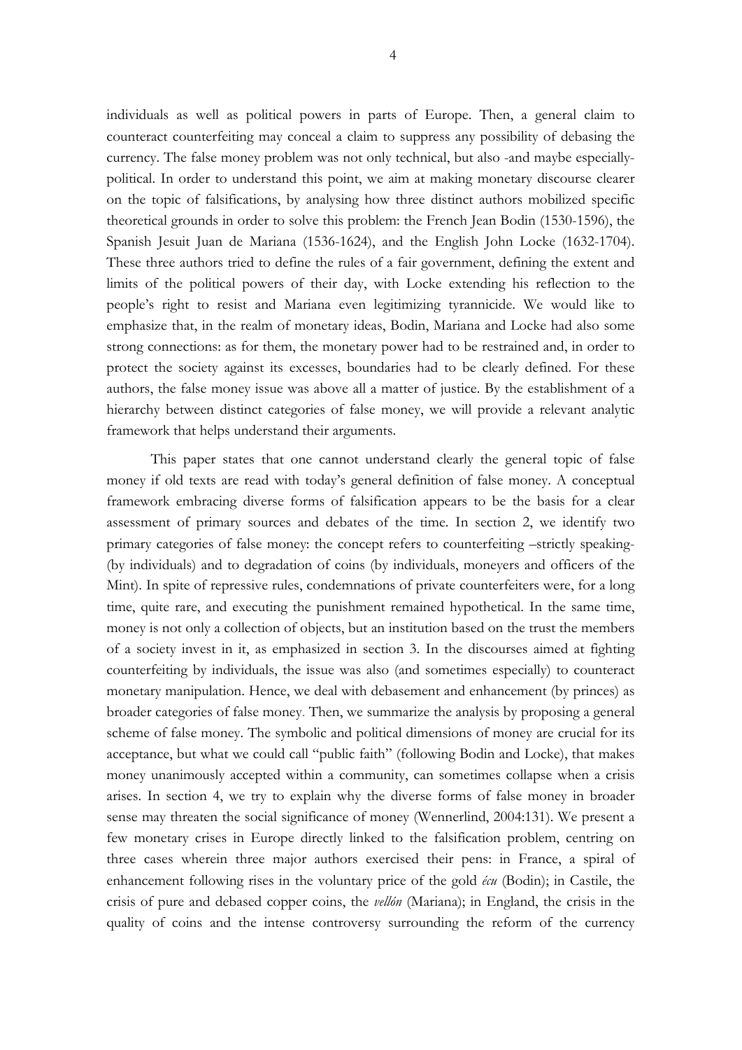individuals as well as political powers in parts of Europe. Then, a general claim to counteract counterfeiting may conceal a claim to suppress any possibility of debasing the currency. The false money problem was not only technical, but also -and maybe especially- political. In order to understand this point, we aim at making monetary discourse clearer on the topic of falsifications, by analysing how three distinct authors mobilized specific theoretical grounds in order to solve this problem: the French Jean Bodin (1530-1596), the Spanish Jesuit Juan de Mariana (1536-1624), and the English John Locke (1632-1704). These three authors tried to define the rules of a fair government, defining the extent and limits of the political powers of their day, with Locke extending his reflection to the people's right to resist and Mariana even legitimizing tyrannicide. We would like to emphasize that, in the realm of monetary ideas, Bodin, Mariana and Locke had also some strong connections: as for them, the monetary power had to be restrained and, in order to protect the society against its excesses, boundaries had to be clearly defined. For these authors, the false money issue was above all a matter of justice. By the establishment of a hierarchy between distinct categories of false money, we will provide a relevant analytic framework that helps understand their arguments.

This paper states that one cannot understand clearly the general topic of false money if old texts are read with today's general definition of false money. A conceptual framework embracing diverse forms of falsification appears to be the basis for a clear assessment of primary sources and debates of the time. In section 2, we identify two primary categories of false money: the concept refers to counterfeiting –strictly speaking- (by individuals) and to degradation of coins (by individuals, moneyers and officers of the Mint). In spite of repressive rules, condemnations of private counterfeiters were, for a long time, quite rare, and executing the punishment remained hypothetical. In the same time, money is not only a collection of objects, but an institution based on the trust the members of a society invest in it, as emphasized in section 3. In the discourses aimed at fighting counterfeiting by individuals, the issue was also (and sometimes especially) to counteract monetary manipulation. Hence, we deal with debasement and enhancement (by princes) as broader categories of false money. Then, we summarize the analysis by proposing a general scheme of false money. The symbolic and political dimensions of money are crucial for its acceptance, but what we could call "public faith" (following Bodin and Locke), that makes money unanimously accepted within a community, can sometimes collapse when a crisis arises. In section 4, we try to explain why the diverse forms of false money in broader sense may threaten the social significance of money (Wennerlind, 2004:131). We present a few monetary crises in Europe directly linked to the falsification problem, centring on three cases wherein three major authors exercised their pens: in France, a spiral of enhancement following rises in the voluntary price of the gold *écu* (Bodin); in Castile, the crisis of pure and debased copper coins, the *vellón* (Mariana); in England, the crisis in the quality of coins and the intense controversy surrounding the reform of the currency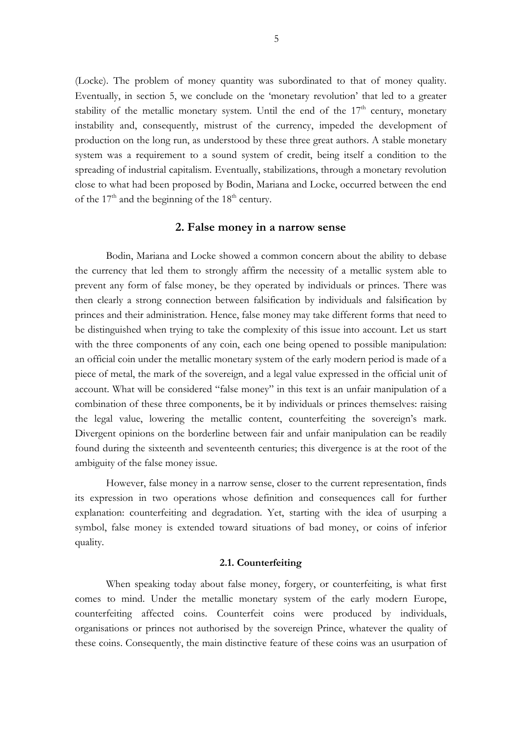(Locke). The problem of money quantity was subordinated to that of money quality. Eventually, in section 5, we conclude on the 'monetary revolution' that led to a greater stability of the metallic monetary system. Until the end of the 17th century, monetary instability and, consequently, mistrust of the currency, impeded the development of production on the long run, as understood by these three great authors. A stable monetary system was a requirement to a sound system of credit, being itself a condition to the spreading of industrial capitalism. Eventually, stabilizations, through a monetary revolution close to what had been proposed by Bodin, Mariana and Locke, occurred between the end of the 17th and the beginning of the 18th century.

## 2. False money in a narrow sense

Bodin, Mariana and Locke showed a common concern about the ability to debase the currency that led them to strongly affirm the necessity of a metallic system able to prevent any form of false money, be they operated by individuals or princes. There was then clearly a strong connection between falsification by individuals and falsification by princes and their administration. Hence, false money may take different forms that need to be distinguished when trying to take the complexity of this issue into account. Let us start with the three components of any coin, each one being opened to possible manipulation: an official coin under the metallic monetary system of the early modern period is made of a piece of metal, the mark of the sovereign, and a legal value expressed in the official unit of account. What will be considered "false money" in this text is an unfair manipulation of a combination of these three components, be it by individuals or princes themselves: raising the legal value, lowering the metallic content, counterfeiting the sovereign's mark. Divergent opinions on the borderline between fair and unfair manipulation can be readily found during the sixteenth and seventeenth centuries; this divergence is at the root of the ambiguity of the false money issue.

However, false money in a narrow sense, closer to the current representation, finds its expression in two operations whose definition and consequences call for further explanation: counterfeiting and degradation. Yet, starting with the idea of usurping a symbol, false money is extended toward situations of bad money, or coins of inferior quality.

### 2.1. Counterfeiting

When speaking today about false money, forgery, or counterfeiting, is what first comes to mind. Under the metallic monetary system of the early modern Europe, counterfeiting affected coins. Counterfeit coins were produced by individuals, organisations or princes not authorised by the sovereign Prince, whatever the quality of these coins. Consequently, the main distinctive feature of these coins was an usurpation of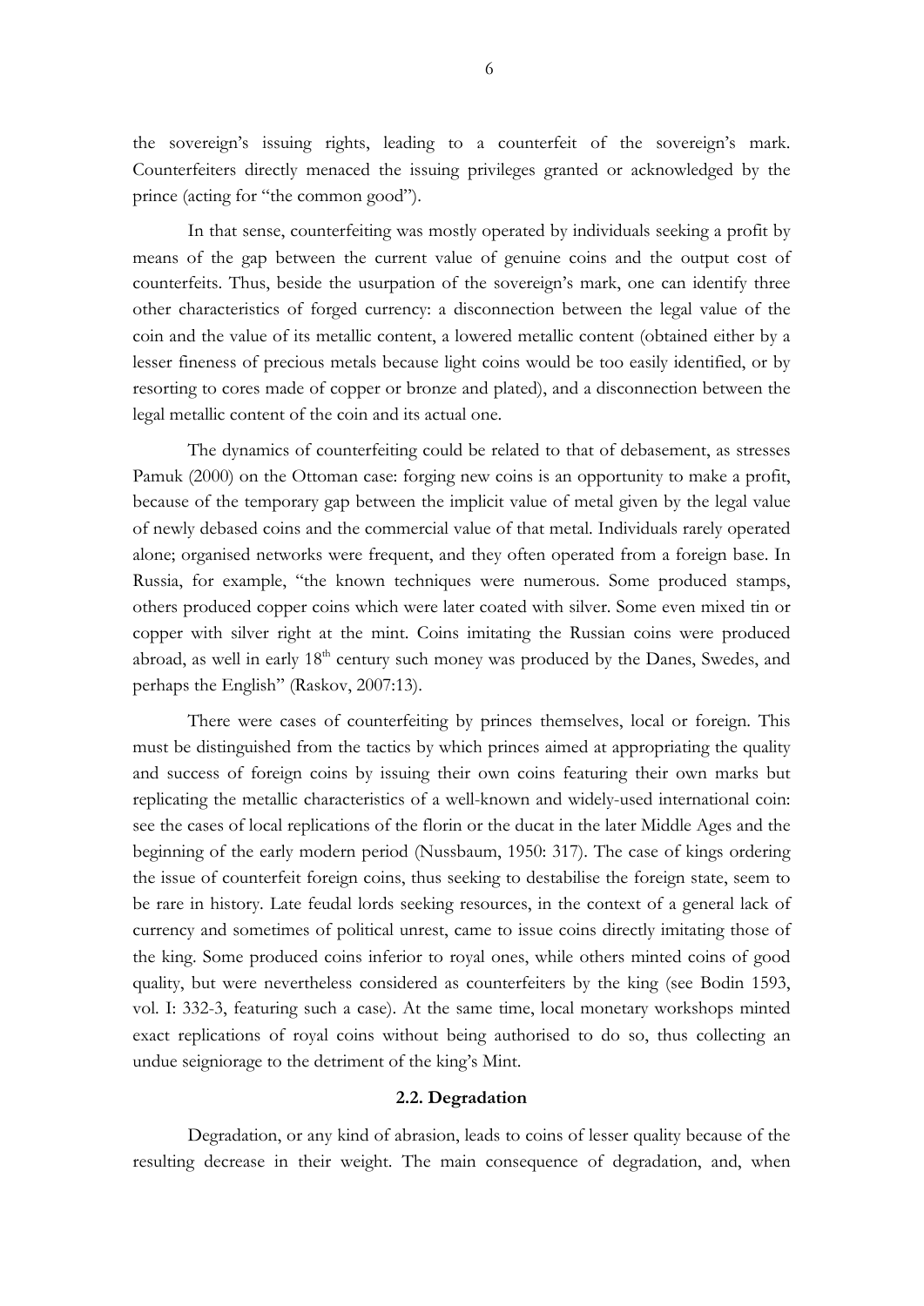the sovereign's issuing rights, leading to a counterfeit of the sovereign's mark. Counterfeiters directly menaced the issuing privileges granted or acknowledged by the prince (acting for "the common good").

In that sense, counterfeiting was mostly operated by individuals seeking a profit by means of the gap between the current value of genuine coins and the output cost of counterfeits. Thus, beside the usurpation of the sovereign's mark, one can identify three other characteristics of forged currency: a disconnection between the legal value of the coin and the value of its metallic content, a lowered metallic content (obtained either by a lesser fineness of precious metals because light coins would be too easily identified, or by resorting to cores made of copper or bronze and plated), and a disconnection between the legal metallic content of the coin and its actual one.

The dynamics of counterfeiting could be related to that of debasement, as stresses Pamuk (2000) on the Ottoman case: forging new coins is an opportunity to make a profit, because of the temporary gap between the implicit value of metal given by the legal value of newly debased coins and the commercial value of that metal. Individuals rarely operated alone; organised networks were frequent, and they often operated from a foreign base. In Russia, for example, "the known techniques were numerous. Some produced stamps, others produced copper coins which were later coated with silver. Some even mixed tin or copper with silver right at the mint. Coins imitating the Russian coins were produced abroad, as well in early 18th century such money was produced by the Danes, Swedes, and perhaps the English" (Raskov, 2007:13).

There were cases of counterfeiting by princes themselves, local or foreign. This must be distinguished from the tactics by which princes aimed at appropriating the quality and success of foreign coins by issuing their own coins featuring their own marks but replicating the metallic characteristics of a well-known and widely-used international coin: see the cases of local replications of the florin or the ducat in the later Middle Ages and the beginning of the early modern period (Nussbaum, 1950: 317). The case of kings ordering the issue of counterfeit foreign coins, thus seeking to destabilise the foreign state, seem to be rare in history. Late feudal lords seeking resources, in the context of a general lack of currency and sometimes of political unrest, came to issue coins directly imitating those of the king. Some produced coins inferior to royal ones, while others minted coins of good quality, but were nevertheless considered as counterfeiters by the king (see Bodin 1593, vol. I: 332-3, featuring such a case). At the same time, local monetary workshops minted exact replications of royal coins without being authorised to do so, thus collecting an undue seigniorage to the detriment of the king's Mint.

### 2.2. Degradation

Degradation, or any kind of abrasion, leads to coins of lesser quality because of the resulting decrease in their weight. The main consequence of degradation, and, when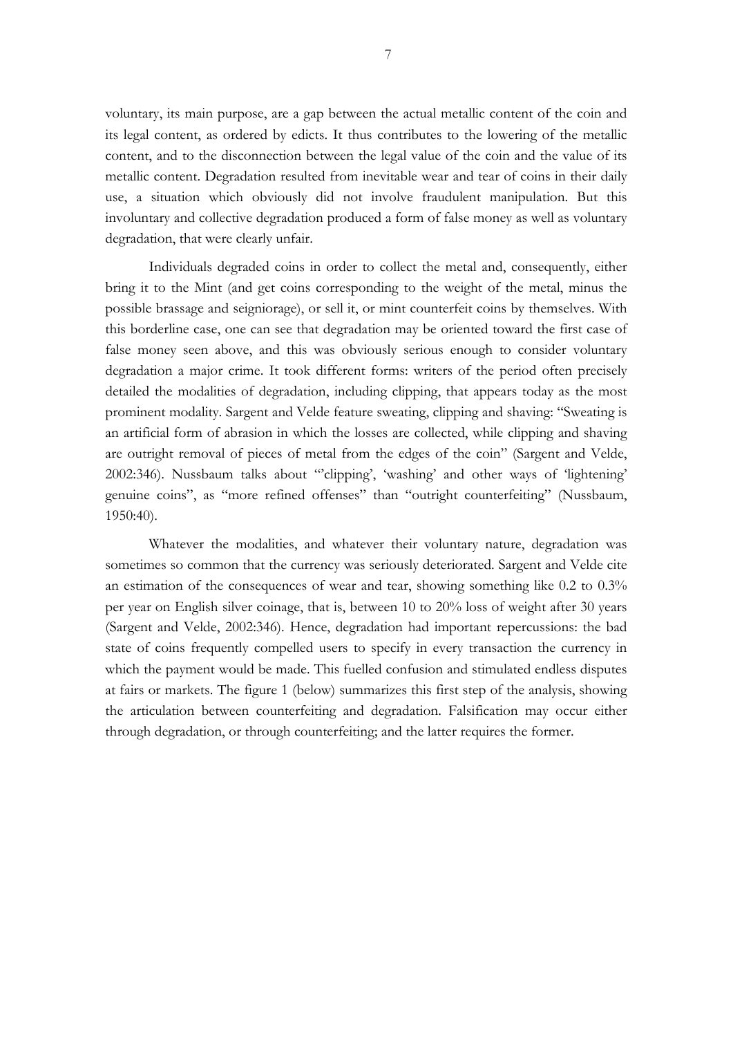voluntary, its main purpose, are a gap between the actual metallic content of the coin and its legal content, as ordered by edicts. It thus contributes to the lowering of the metallic content, and to the disconnection between the legal value of the coin and the value of its metallic content. Degradation resulted from inevitable wear and tear of coins in their daily use, a situation which obviously did not involve fraudulent manipulation. But this involuntary and collective degradation produced a form of false money as well as voluntary degradation, that were clearly unfair.

Individuals degraded coins in order to collect the metal and, consequently, either bring it to the Mint (and get coins corresponding to the weight of the metal, minus the possible brassage and seigniorage), or sell it, or mint counterfeit coins by themselves. With this borderline case, one can see that degradation may be oriented toward the first case of false money seen above, and this was obviously serious enough to consider voluntary degradation a major crime. It took different forms: writers of the period often precisely detailed the modalities of degradation, including clipping, that appears today as the most prominent modality. Sargent and Velde feature sweating, clipping and shaving: "Sweating is an artificial form of abrasion in which the losses are collected, while clipping and shaving are outright removal of pieces of metal from the edges of the coin" (Sargent and Velde, 2002:346). Nussbaum talks about "'clipping', 'washing' and other ways of 'lightening' genuine coins", as "more refined offenses" than "outright counterfeiting" (Nussbaum, 1950:40).

Whatever the modalities, and whatever their voluntary nature, degradation was sometimes so common that the currency was seriously deteriorated. Sargent and Velde cite an estimation of the consequences of wear and tear, showing something like 0.2 to 0.3% per year on English silver coinage, that is, between 10 to 20% loss of weight after 30 years (Sargent and Velde, 2002:346). Hence, degradation had important repercussions: the bad state of coins frequently compelled users to specify in every transaction the currency in which the payment would be made. This fuelled confusion and stimulated endless disputes at fairs or markets. The figure 1 (below) summarizes this first step of the analysis, showing the articulation between counterfeiting and degradation. Falsification may occur either through degradation, or through counterfeiting; and the latter requires the former.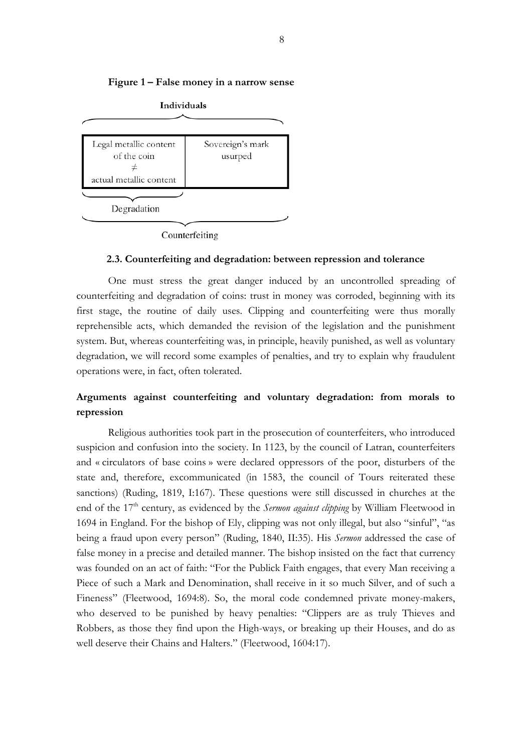**Figure 1 – False money in a narrow sense**

| Individuals | |
|---|---|
| Legal metallic content of the coin ≠ actual metallic content | Sovereign's mark usurped |
| Degradation | |
| Counterfeiting | |

### 2.3. Counterfeiting and degradation: between repression and tolerance

One must stress the great danger induced by an uncontrolled spreading of counterfeiting and degradation of coins: trust in money was corroded, beginning with its first stage, the routine of daily uses. Clipping and counterfeiting were thus morally reprehensible acts, which demanded the revision of the legislation and the punishment system. But, whereas counterfeiting was, in principle, heavily punished, as well as voluntary degradation, we will record some examples of penalties, and try to explain why fraudulent operations were, in fact, often tolerated.

**Arguments against counterfeiting and voluntary degradation: from morals to repression**

Religious authorities took part in the prosecution of counterfeiters, who introduced suspicion and confusion into the society. In 1123, by the council of Latran, counterfeiters and « circulators of base coins » were declared oppressors of the poor, disturbers of the state and, therefore, excommunicated (in 1583, the council of Tours reiterated these sanctions) (Ruding, 1819, I:167). These questions were still discussed in churches at the end of the 17th century, as evidenced by the *Sermon against clipping* by William Fleetwood in 1694 in England. For the bishop of Ely, clipping was not only illegal, but also "sinful", "as being a fraud upon every person" (Ruding, 1840, II:35). His *Sermon* addressed the case of false money in a precise and detailed manner. The bishop insisted on the fact that currency was founded on an act of faith: "For the Publick Faith engages, that every Man receiving a Piece of such a Mark and Denomination, shall receive in it so much Silver, and of such a Fineness" (Fleetwood, 1694:8). So, the moral code condemned private money-makers, who deserved to be punished by heavy penalties: "Clippers are as truly Thieves and Robbers, as those they find upon the High-ways, or breaking up their Houses, and do as well deserve their Chains and Halters." (Fleetwood, 1604:17).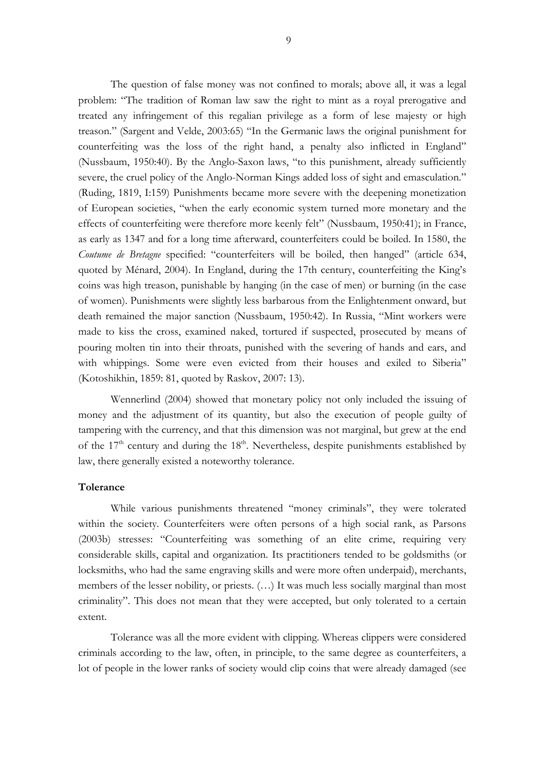The question of false money was not confined to morals; above all, it was a legal problem: "The tradition of Roman law saw the right to mint as a royal prerogative and treated any infringement of this regalian privilege as a form of lese majesty or high treason." (Sargent and Velde, 2003:65) "In the Germanic laws the original punishment for counterfeiting was the loss of the right hand, a penalty also inflicted in England" (Nussbaum, 1950:40). By the Anglo-Saxon laws, "to this punishment, already sufficiently severe, the cruel policy of the Anglo-Norman Kings added loss of sight and emasculation." (Ruding, 1819, I:159) Punishments became more severe with the deepening monetization of European societies, "when the early economic system turned more monetary and the effects of counterfeiting were therefore more keenly felt" (Nussbaum, 1950:41); in France, as early as 1347 and for a long time afterward, counterfeiters could be boiled. In 1580, the *Coutume de Bretagne* specified: "counterfeiters will be boiled, then hanged" (article 634, quoted by Ménard, 2004). In England, during the 17th century, counterfeiting the King's coins was high treason, punishable by hanging (in the case of men) or burning (in the case of women). Punishments were slightly less barbarous from the Enlightenment onward, but death remained the major sanction (Nussbaum, 1950:42). In Russia, "Mint workers were made to kiss the cross, examined naked, tortured if suspected, prosecuted by means of pouring molten tin into their throats, punished with the severing of hands and ears, and with whippings. Some were even evicted from their houses and exiled to Siberia" (Kotoshikhin, 1859: 81, quoted by Raskov, 2007: 13).

Wennerlind (2004) showed that monetary policy not only included the issuing of money and the adjustment of its quantity, but also the execution of people guilty of tampering with the currency, and that this dimension was not marginal, but grew at the end of the 17th century and during the 18th. Nevertheless, despite punishments established by law, there generally existed a noteworthy tolerance.

### Tolerance

While various punishments threatened "money criminals", they were tolerated within the society. Counterfeiters were often persons of a high social rank, as Parsons (2003b) stresses: "Counterfeiting was something of an elite crime, requiring very considerable skills, capital and organization. Its practitioners tended to be goldsmiths (or locksmiths, who had the same engraving skills and were more often underpaid), merchants, members of the lesser nobility, or priests. (…) It was much less socially marginal than most criminality". This does not mean that they were accepted, but only tolerated to a certain extent.

Tolerance was all the more evident with clipping. Whereas clippers were considered criminals according to the law, often, in principle, to the same degree as counterfeiters, a lot of people in the lower ranks of society would clip coins that were already damaged (see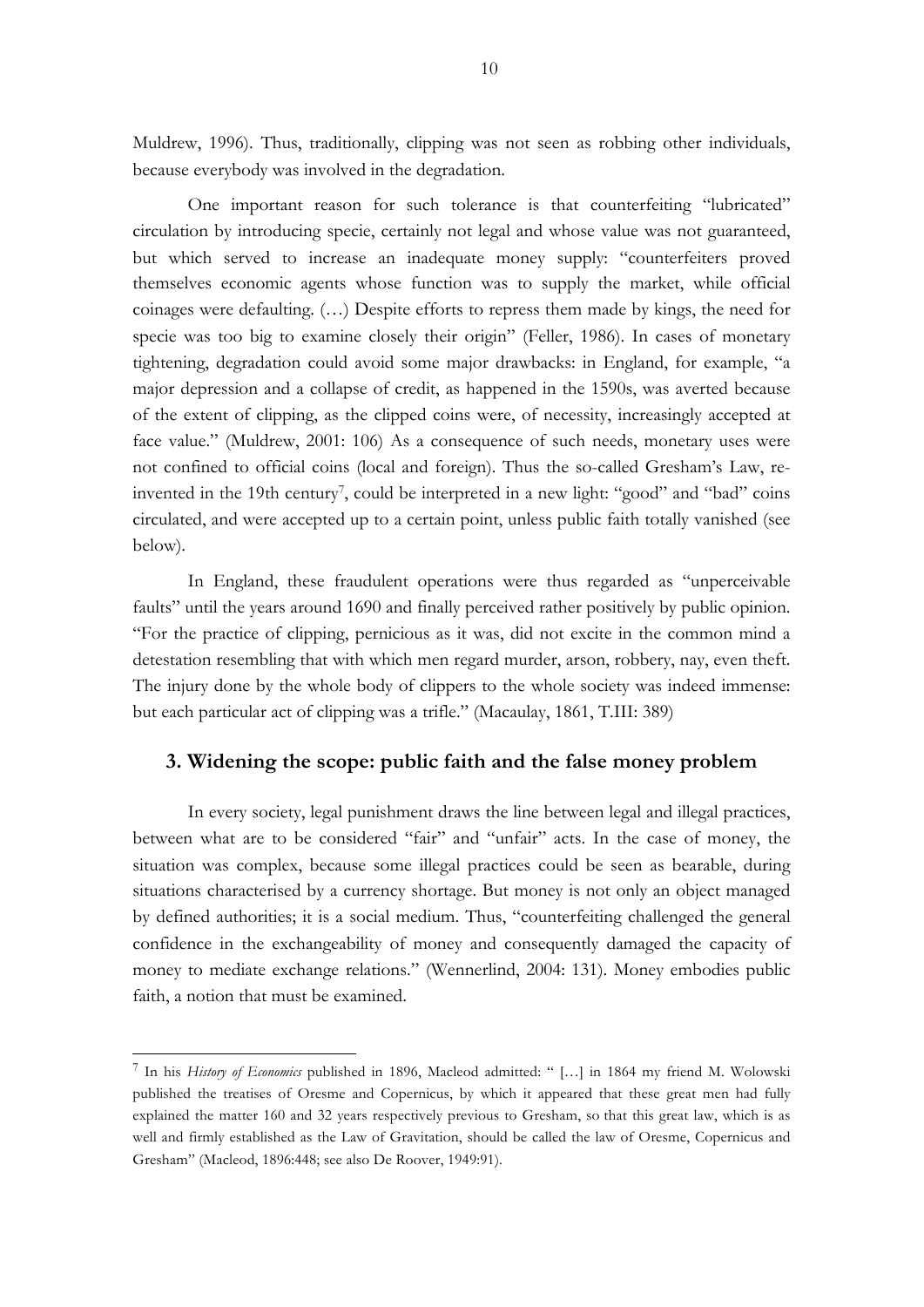Muldrew, 1996). Thus, traditionally, clipping was not seen as robbing other individuals, because everybody was involved in the degradation.

One important reason for such tolerance is that counterfeiting "lubricated" circulation by introducing specie, certainly not legal and whose value was not guaranteed, but which served to increase an inadequate money supply: "counterfeiters proved themselves economic agents whose function was to supply the market, while official coinages were defaulting. (…) Despite efforts to repress them made by kings, the need for specie was too big to examine closely their origin" (Feller, 1986). In cases of monetary tightening, degradation could avoid some major drawbacks: in England, for example, "a major depression and a collapse of credit, as happened in the 1590s, was averted because of the extent of clipping, as the clipped coins were, of necessity, increasingly accepted at face value." (Muldrew, 2001: 106) As a consequence of such needs, monetary uses were not confined to official coins (local and foreign). Thus the so-called Gresham's Law, re-invented in the 19th century[7], could be interpreted in a new light: "good" and "bad" coins circulated, and were accepted up to a certain point, unless public faith totally vanished (see below).

In England, these fraudulent operations were thus regarded as "unperceivable faults" until the years around 1690 and finally perceived rather positively by public opinion. "For the practice of clipping, pernicious as it was, did not excite in the common mind a detestation resembling that with which men regard murder, arson, robbery, nay, even theft. The injury done by the whole body of clippers to the whole society was indeed immense: but each particular act of clipping was a trifle." (Macaulay, 1861, T.III: 389)

## 3. Widening the scope: public faith and the false money problem

In every society, legal punishment draws the line between legal and illegal practices, between what are to be considered "fair" and "unfair" acts. In the case of money, the situation was complex, because some illegal practices could be seen as bearable, during situations characterised by a currency shortage. But money is not only an object managed by defined authorities; it is a social medium. Thus, "counterfeiting challenged the general confidence in the exchangeability of money and consequently damaged the capacity of money to mediate exchange relations." (Wennerlind, 2004: 131). Money embodies public faith, a notion that must be examined.

---

[7] In his *History of Economics* published in 1896, Macleod admitted: " […] in 1864 my friend M. Wolowski published the treatises of Oresme and Copernicus, by which it appeared that these great men had fully explained the matter 160 and 32 years respectively previous to Gresham, so that this great law, which is as well and firmly established as the Law of Gravitation, should be called the law of Oresme, Copernicus and Gresham" (Macleod, 1896:448; see also De Roover, 1949:91).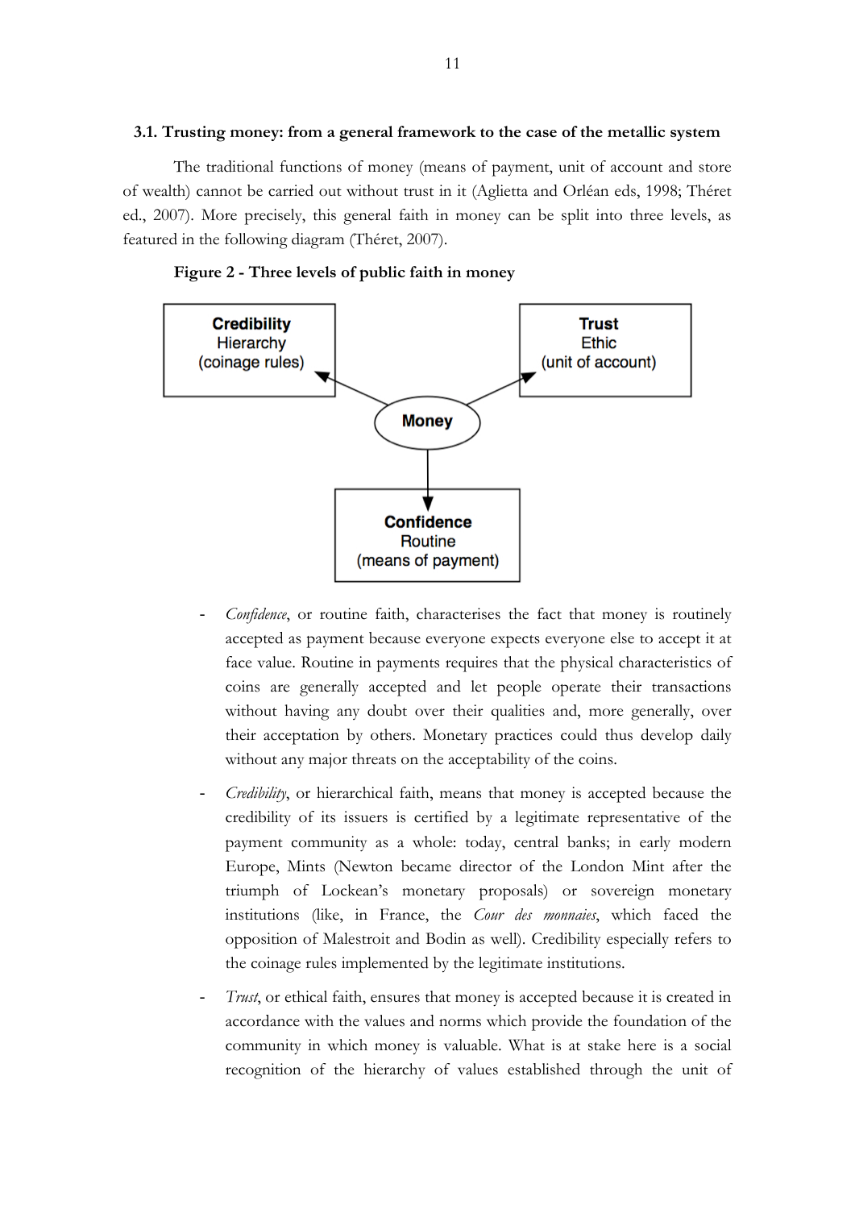### 3.1. Trusting money: from a general framework to the case of the metallic system

The traditional functions of money (means of payment, unit of account and store of wealth) cannot be carried out without trust in it (Aglietta and Orléan eds, 1998; Théret ed., 2007). More precisely, this general faith in money can be split into three levels, as featured in the following diagram (Théret, 2007).

**Figure 2 - Three levels of public faith in money**

**Credibility**
Hierarchy
(coinage rules)

**Trust**
Ethic
(unit of account)

**Money**

**Confidence**
Routine
(means of payment)

- *Confidence*, or routine faith, characterises the fact that money is routinely accepted as payment because everyone expects everyone else to accept it at face value. Routine in payments requires that the physical characteristics of coins are generally accepted and let people operate their transactions without having any doubt over their qualities and, more generally, over their acceptation by others. Monetary practices could thus develop daily without any major threats on the acceptability of the coins.
- *Credibility*, or hierarchical faith, means that money is accepted because the credibility of its issuers is certified by a legitimate representative of the payment community as a whole: today, central banks; in early modern Europe, Mints (Newton became director of the London Mint after the triumph of Lockean's monetary proposals) or sovereign monetary institutions (like, in France, the *Cour des monnaies*, which faced the opposition of Malestroit and Bodin as well). Credibility especially refers to the coinage rules implemented by the legitimate institutions.
- *Trust*, or ethical faith, ensures that money is accepted because it is created in accordance with the values and norms which provide the foundation of the community in which money is valuable. What is at stake here is a social recognition of the hierarchy of values established through the unit of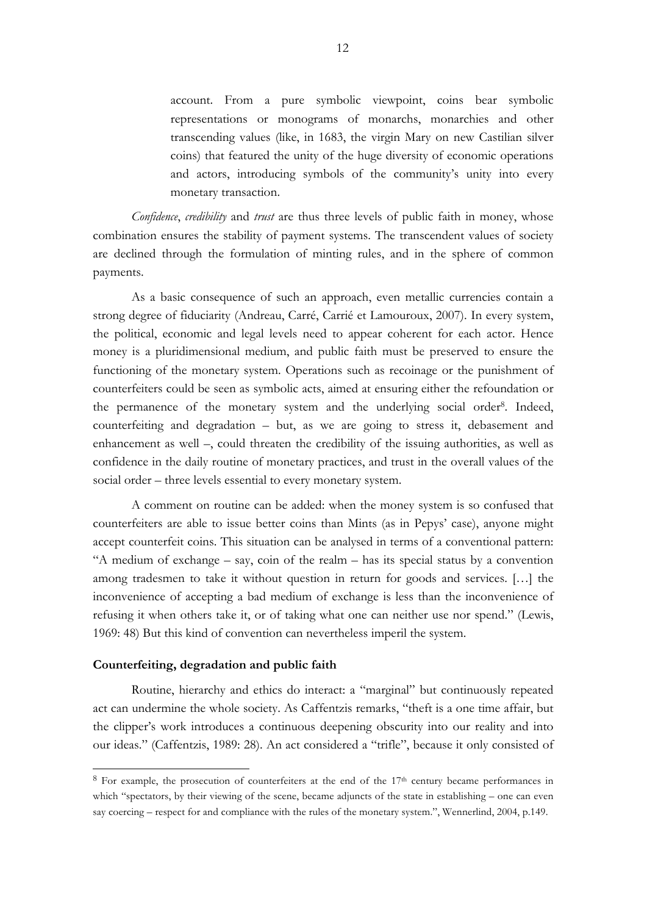account. From a pure symbolic viewpoint, coins bear symbolic representations or monograms of monarchs, monarchies and other transcending values (like, in 1683, the virgin Mary on new Castilian silver coins) that featured the unity of the huge diversity of economic operations and actors, introducing symbols of the community's unity into every monetary transaction.

*Confidence*, *credibility* and *trust* are thus three levels of public faith in money, whose combination ensures the stability of payment systems. The transcendent values of society are declined through the formulation of minting rules, and in the sphere of common payments.

As a basic consequence of such an approach, even metallic currencies contain a strong degree of fiduciarity (Andreau, Carré, Carrié et Lamouroux, 2007). In every system, the political, economic and legal levels need to appear coherent for each actor. Hence money is a pluridimensional medium, and public faith must be preserved to ensure the functioning of the monetary system. Operations such as recoinage or the punishment of counterfeiters could be seen as symbolic acts, aimed at ensuring either the refoundation or the permanence of the monetary system and the underlying social order[8]. Indeed, counterfeiting and degradation – but, as we are going to stress it, debasement and enhancement as well –, could threaten the credibility of the issuing authorities, as well as confidence in the daily routine of monetary practices, and trust in the overall values of the social order – three levels essential to every monetary system.

A comment on routine can be added: when the money system is so confused that counterfeiters are able to issue better coins than Mints (as in Pepys' case), anyone might accept counterfeit coins. This situation can be analysed in terms of a conventional pattern: "A medium of exchange – say, coin of the realm – has its special status by a convention among tradesmen to take it without question in return for goods and services. […] the inconvenience of accepting a bad medium of exchange is less than the inconvenience of refusing it when others take it, or of taking what one can neither use nor spend." (Lewis, 1969: 48) But this kind of convention can nevertheless imperil the system.

**Counterfeiting, degradation and public faith**

Routine, hierarchy and ethics do interact: a "marginal" but continuously repeated act can undermine the whole society. As Caffentzis remarks, "theft is a one time affair, but the clipper's work introduces a continuous deepening obscurity into our reality and into our ideas." (Caffentzis, 1989: 28). An act considered a "trifle", because it only consisted of

[8] For example, the prosecution of counterfeiters at the end of the 17th century became performances in which "spectators, by their viewing of the scene, became adjuncts of the state in establishing – one can even say coercing – respect for and compliance with the rules of the monetary system.", Wennerlind, 2004, p.149.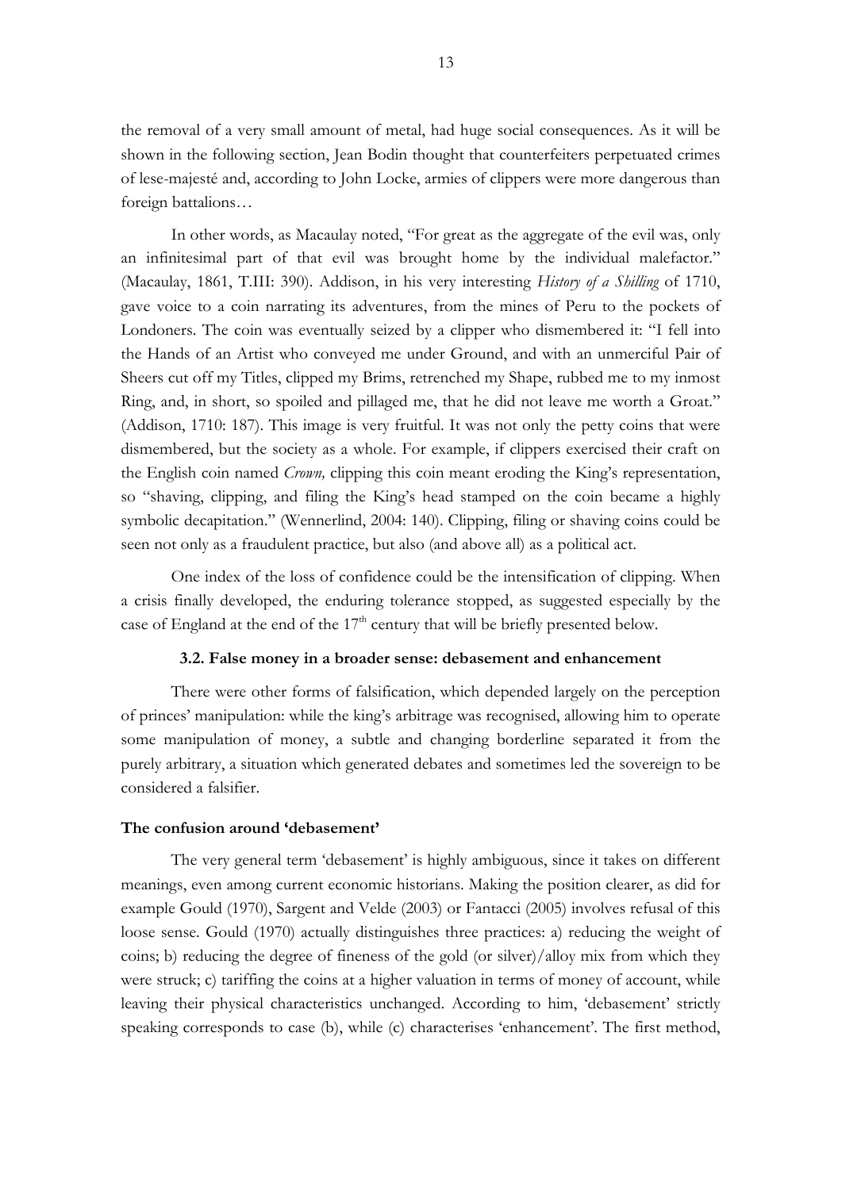the removal of a very small amount of metal, had huge social consequences. As it will be shown in the following section, Jean Bodin thought that counterfeiters perpetuated crimes of lese-majesté and, according to John Locke, armies of clippers were more dangerous than foreign battalions…

In other words, as Macaulay noted, "For great as the aggregate of the evil was, only an infinitesimal part of that evil was brought home by the individual malefactor." (Macaulay, 1861, T.III: 390). Addison, in his very interesting *History of a Shilling* of 1710, gave voice to a coin narrating its adventures, from the mines of Peru to the pockets of Londoners. The coin was eventually seized by a clipper who dismembered it: "I fell into the Hands of an Artist who conveyed me under Ground, and with an unmerciful Pair of Sheers cut off my Titles, clipped my Brims, retrenched my Shape, rubbed me to my inmost Ring, and, in short, so spoiled and pillaged me, that he did not leave me worth a Groat." (Addison, 1710: 187). This image is very fruitful. It was not only the petty coins that were dismembered, but the society as a whole. For example, if clippers exercised their craft on the English coin named *Crown,* clipping this coin meant eroding the King's representation, so "shaving, clipping, and filing the King's head stamped on the coin became a highly symbolic decapitation." (Wennerlind, 2004: 140). Clipping, filing or shaving coins could be seen not only as a fraudulent practice, but also (and above all) as a political act.

One index of the loss of confidence could be the intensification of clipping. When a crisis finally developed, the enduring tolerance stopped, as suggested especially by the case of England at the end of the 17th century that will be briefly presented below.

### 3.2. False money in a broader sense: debasement and enhancement

There were other forms of falsification, which depended largely on the perception of princes' manipulation: while the king's arbitrage was recognised, allowing him to operate some manipulation of money, a subtle and changing borderline separated it from the purely arbitrary, a situation which generated debates and sometimes led the sovereign to be considered a falsifier.

#### The confusion around 'debasement'

The very general term 'debasement' is highly ambiguous, since it takes on different meanings, even among current economic historians. Making the position clearer, as did for example Gould (1970), Sargent and Velde (2003) or Fantacci (2005) involves refusal of this loose sense. Gould (1970) actually distinguishes three practices: a) reducing the weight of coins; b) reducing the degree of fineness of the gold (or silver)/alloy mix from which they were struck; c) tariffing the coins at a higher valuation in terms of money of account, while leaving their physical characteristics unchanged. According to him, 'debasement' strictly speaking corresponds to case (b), while (c) characterises 'enhancement'. The first method,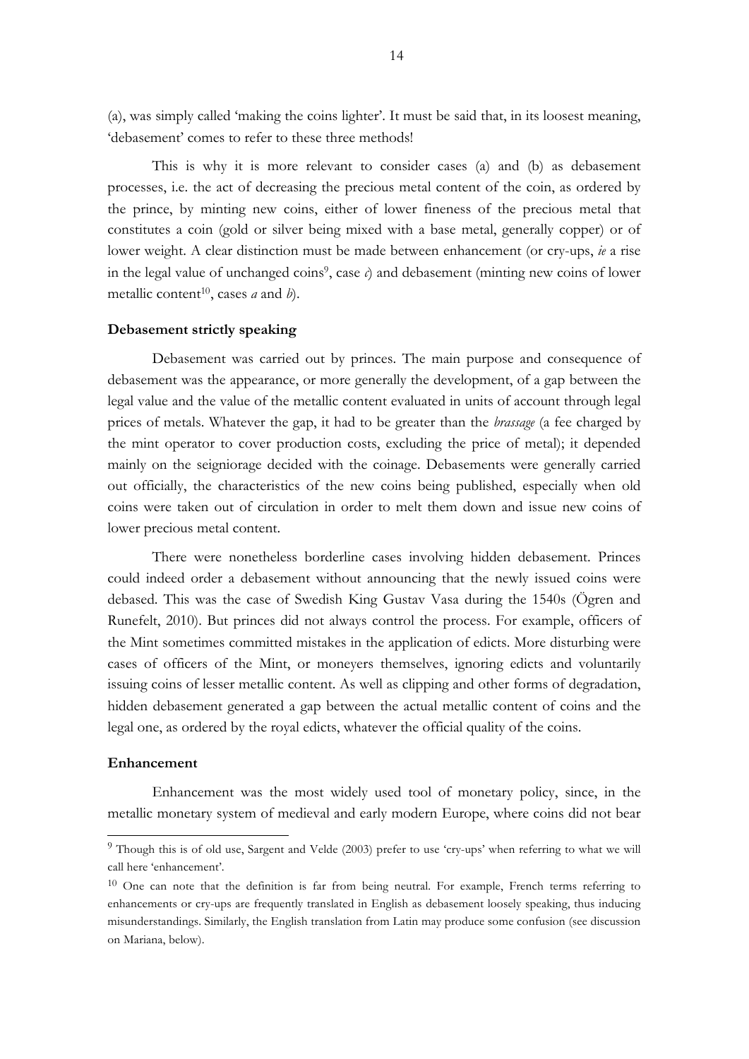(a), was simply called 'making the coins lighter'. It must be said that, in its loosest meaning, 'debasement' comes to refer to these three methods!

This is why it is more relevant to consider cases (a) and (b) as debasement processes, i.e. the act of decreasing the precious metal content of the coin, as ordered by the prince, by minting new coins, either of lower fineness of the precious metal that constitutes a coin (gold or silver being mixed with a base metal, generally copper) or of lower weight. A clear distinction must be made between enhancement (or cry-ups, *ie* a rise in the legal value of unchanged coins[9], case *c*) and debasement (minting new coins of lower metallic content[10], cases *a* and *b*).

**Debasement strictly speaking**

Debasement was carried out by princes. The main purpose and consequence of debasement was the appearance, or more generally the development, of a gap between the legal value and the value of the metallic content evaluated in units of account through legal prices of metals. Whatever the gap, it had to be greater than the *brassage* (a fee charged by the mint operator to cover production costs, excluding the price of metal); it depended mainly on the seigniorage decided with the coinage. Debasements were generally carried out officially, the characteristics of the new coins being published, especially when old coins were taken out of circulation in order to melt them down and issue new coins of lower precious metal content.

There were nonetheless borderline cases involving hidden debasement. Princes could indeed order a debasement without announcing that the newly issued coins were debased. This was the case of Swedish King Gustav Vasa during the 1540s (Ögren and Runefelt, 2010). But princes did not always control the process. For example, officers of the Mint sometimes committed mistakes in the application of edicts. More disturbing were cases of officers of the Mint, or moneyers themselves, ignoring edicts and voluntarily issuing coins of lesser metallic content. As well as clipping and other forms of degradation, hidden debasement generated a gap between the actual metallic content of coins and the legal one, as ordered by the royal edicts, whatever the official quality of the coins.

**Enhancement**

Enhancement was the most widely used tool of monetary policy, since, in the metallic monetary system of medieval and early modern Europe, where coins did not bear

---

[9] Though this is of old use, Sargent and Velde (2003) prefer to use 'cry-ups' when referring to what we will call here 'enhancement'.

[10] One can note that the definition is far from being neutral. For example, French terms referring to enhancements or cry-ups are frequently translated in English as debasement loosely speaking, thus inducing misunderstandings. Similarly, the English translation from Latin may produce some confusion (see discussion on Mariana, below).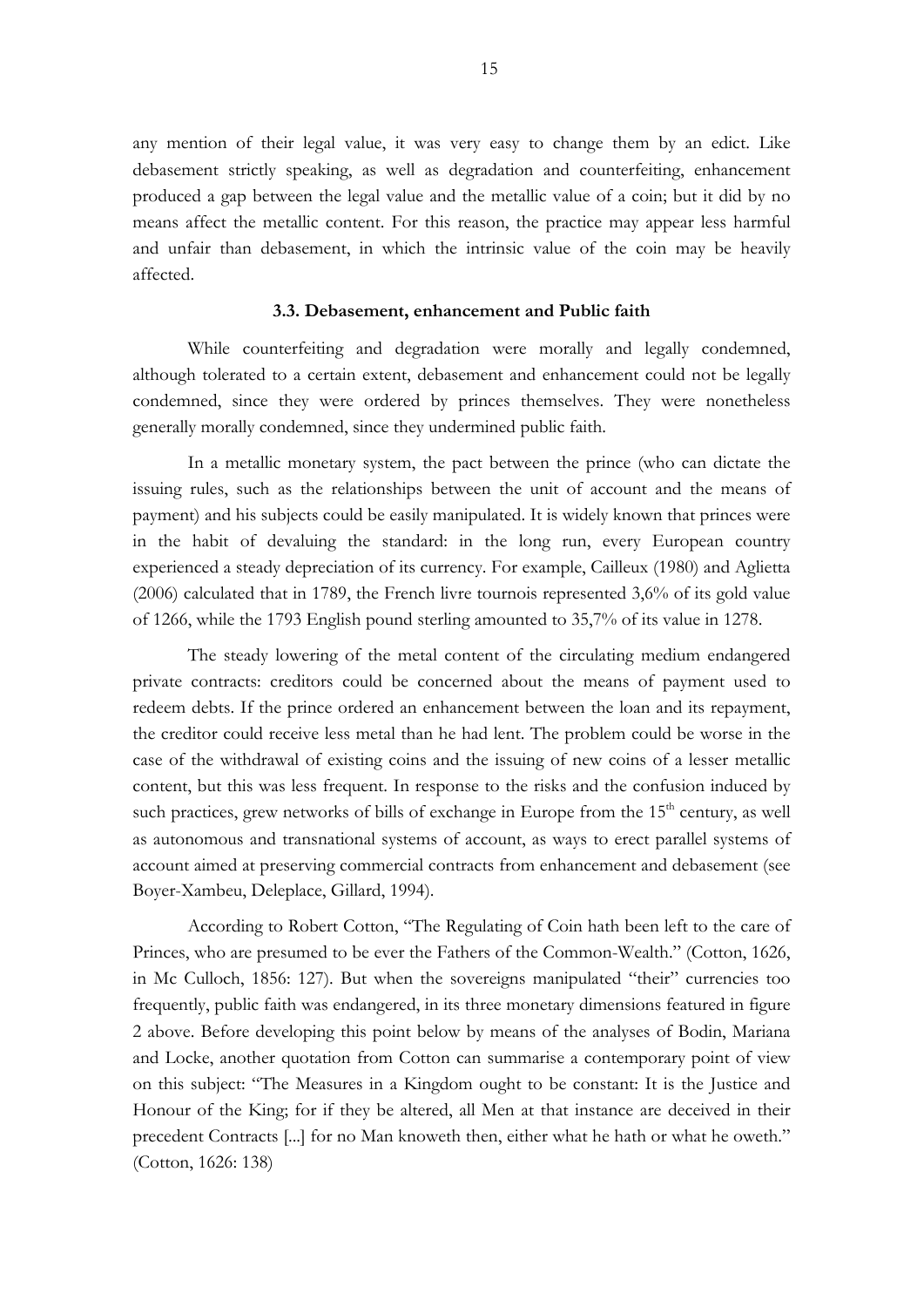any mention of their legal value, it was very easy to change them by an edict. Like debasement strictly speaking, as well as degradation and counterfeiting, enhancement produced a gap between the legal value and the metallic value of a coin; but it did by no means affect the metallic content. For this reason, the practice may appear less harmful and unfair than debasement, in which the intrinsic value of the coin may be heavily affected.

### 3.3. Debasement, enhancement and Public faith

While counterfeiting and degradation were morally and legally condemned, although tolerated to a certain extent, debasement and enhancement could not be legally condemned, since they were ordered by princes themselves. They were nonetheless generally morally condemned, since they undermined public faith.

In a metallic monetary system, the pact between the prince (who can dictate the issuing rules, such as the relationships between the unit of account and the means of payment) and his subjects could be easily manipulated. It is widely known that princes were in the habit of devaluing the standard: in the long run, every European country experienced a steady depreciation of its currency. For example, Cailleux (1980) and Aglietta (2006) calculated that in 1789, the French livre tournois represented 3,6% of its gold value of 1266, while the 1793 English pound sterling amounted to 35,7% of its value in 1278.

The steady lowering of the metal content of the circulating medium endangered private contracts: creditors could be concerned about the means of payment used to redeem debts. If the prince ordered an enhancement between the loan and its repayment, the creditor could receive less metal than he had lent. The problem could be worse in the case of the withdrawal of existing coins and the issuing of new coins of a lesser metallic content, but this was less frequent. In response to the risks and the confusion induced by such practices, grew networks of bills of exchange in Europe from the 15th century, as well as autonomous and transnational systems of account, as ways to erect parallel systems of account aimed at preserving commercial contracts from enhancement and debasement (see Boyer-Xambeu, Deleplace, Gillard, 1994).

According to Robert Cotton, "The Regulating of Coin hath been left to the care of Princes, who are presumed to be ever the Fathers of the Common-Wealth." (Cotton, 1626, in Mc Culloch, 1856: 127). But when the sovereigns manipulated "their" currencies too frequently, public faith was endangered, in its three monetary dimensions featured in figure 2 above. Before developing this point below by means of the analyses of Bodin, Mariana and Locke, another quotation from Cotton can summarise a contemporary point of view on this subject: "The Measures in a Kingdom ought to be constant: It is the Justice and Honour of the King; for if they be altered, all Men at that instance are deceived in their precedent Contracts [...] for no Man knoweth then, either what he hath or what he oweth." (Cotton, 1626: 138)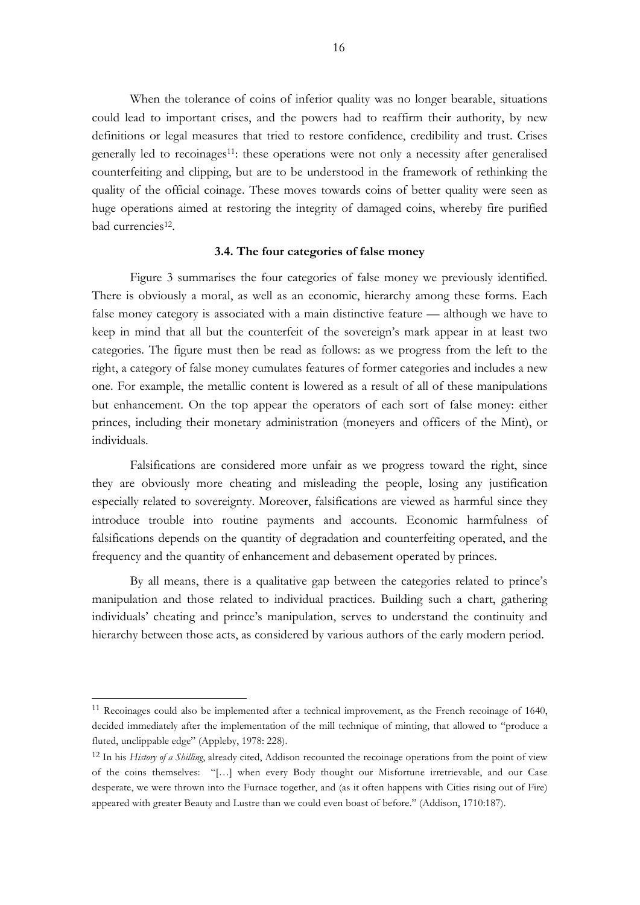When the tolerance of coins of inferior quality was no longer bearable, situations could lead to important crises, and the powers had to reaffirm their authority, by new definitions or legal measures that tried to restore confidence, credibility and trust. Crises generally led to recoinages[11]: these operations were not only a necessity after generalised counterfeiting and clipping, but are to be understood in the framework of rethinking the quality of the official coinage. These moves towards coins of better quality were seen as huge operations aimed at restoring the integrity of damaged coins, whereby fire purified bad currencies[12].

### 3.4. The four categories of false money

Figure 3 summarises the four categories of false money we previously identified. There is obviously a moral, as well as an economic, hierarchy among these forms. Each false money category is associated with a main distinctive feature — although we have to keep in mind that all but the counterfeit of the sovereign's mark appear in at least two categories. The figure must then be read as follows: as we progress from the left to the right, a category of false money cumulates features of former categories and includes a new one. For example, the metallic content is lowered as a result of all of these manipulations but enhancement. On the top appear the operators of each sort of false money: either princes, including their monetary administration (moneyers and officers of the Mint), or individuals.

Falsifications are considered more unfair as we progress toward the right, since they are obviously more cheating and misleading the people, losing any justification especially related to sovereignty. Moreover, falsifications are viewed as harmful since they introduce trouble into routine payments and accounts. Economic harmfulness of falsifications depends on the quantity of degradation and counterfeiting operated, and the frequency and the quantity of enhancement and debasement operated by princes.

By all means, there is a qualitative gap between the categories related to prince's manipulation and those related to individual practices. Building such a chart, gathering individuals' cheating and prince's manipulation, serves to understand the continuity and hierarchy between those acts, as considered by various authors of the early modern period.

---

[11] Recoinages could also be implemented after a technical improvement, as the French recoinage of 1640, decided immediately after the implementation of the mill technique of minting, that allowed to "produce a fluted, unclippable edge" (Appleby, 1978: 228).

[12] In his *History of a Shilling*, already cited, Addison recounted the recoinage operations from the point of view of the coins themselves: "[…] when every Body thought our Misfortune irretrievable, and our Case desperate, we were thrown into the Furnace together, and (as it often happens with Cities rising out of Fire) appeared with greater Beauty and Lustre than we could even boast of before." (Addison, 1710:187).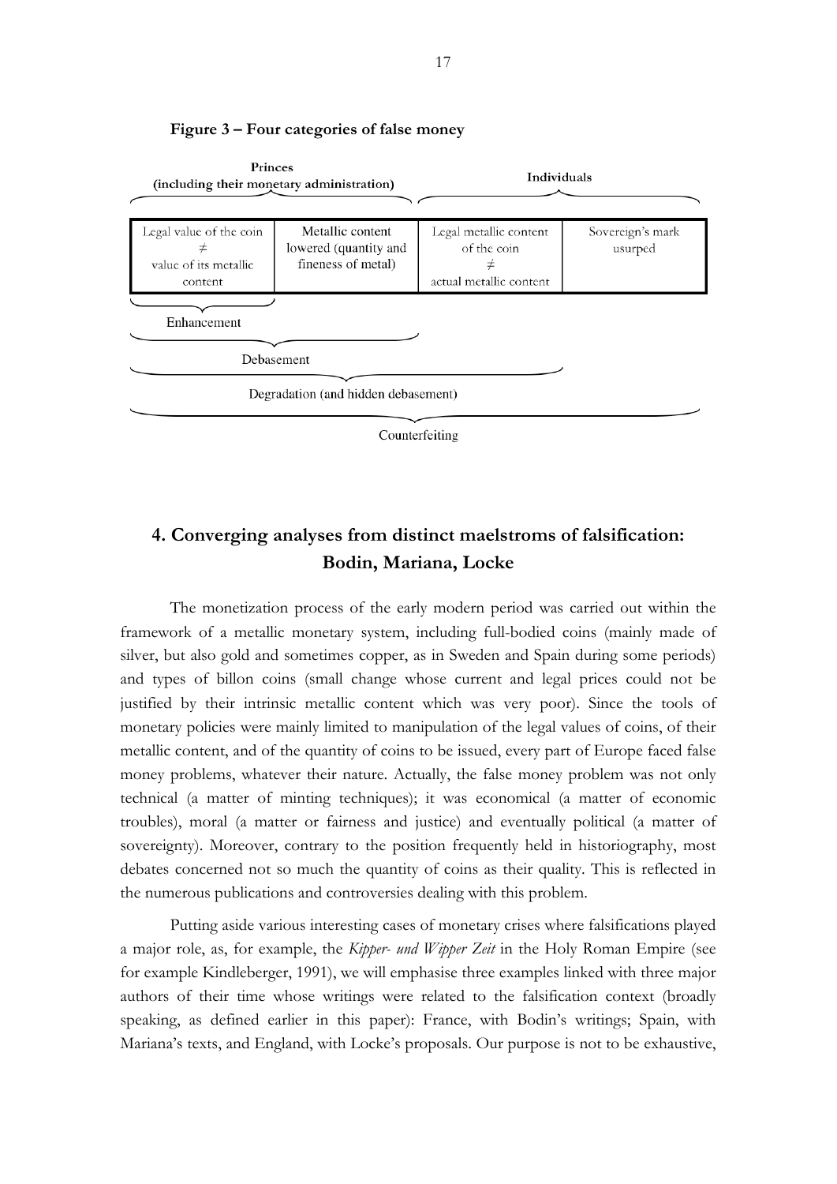**Figure 3 – Four categories of false money**

| Princes (including their monetary administration) | | Individuals | |
|---|---|---|---|
| Legal value of the coin ≠ value of its metallic content | Metallic content lowered (quantity and fineness of metal) | Legal metallic content of the coin ≠ actual metallic content | Sovereign's mark usurped |

- Enhancement: first column
- Debasement: first and second columns
- Degradation (and hidden debasement): first to third columns
- Counterfeiting: all four columns

## 4. Converging analyses from distinct maelstroms of falsification: Bodin, Mariana, Locke

The monetization process of the early modern period was carried out within the framework of a metallic monetary system, including full-bodied coins (mainly made of silver, but also gold and sometimes copper, as in Sweden and Spain during some periods) and types of billon coins (small change whose current and legal prices could not be justified by their intrinsic metallic content which was very poor). Since the tools of monetary policies were mainly limited to manipulation of the legal values of coins, of their metallic content, and of the quantity of coins to be issued, every part of Europe faced false money problems, whatever their nature. Actually, the false money problem was not only technical (a matter of minting techniques); it was economical (a matter of economic troubles), moral (a matter or fairness and justice) and eventually political (a matter of sovereignty). Moreover, contrary to the position frequently held in historiography, most debates concerned not so much the quantity of coins as their quality. This is reflected in the numerous publications and controversies dealing with this problem.

Putting aside various interesting cases of monetary crises where falsifications played a major role, as, for example, the *Kipper- und Wipper Zeit* in the Holy Roman Empire (see for example Kindleberger, 1991), we will emphasise three examples linked with three major authors of their time whose writings were related to the falsification context (broadly speaking, as defined earlier in this paper): France, with Bodin's writings; Spain, with Mariana's texts, and England, with Locke's proposals. Our purpose is not to be exhaustive,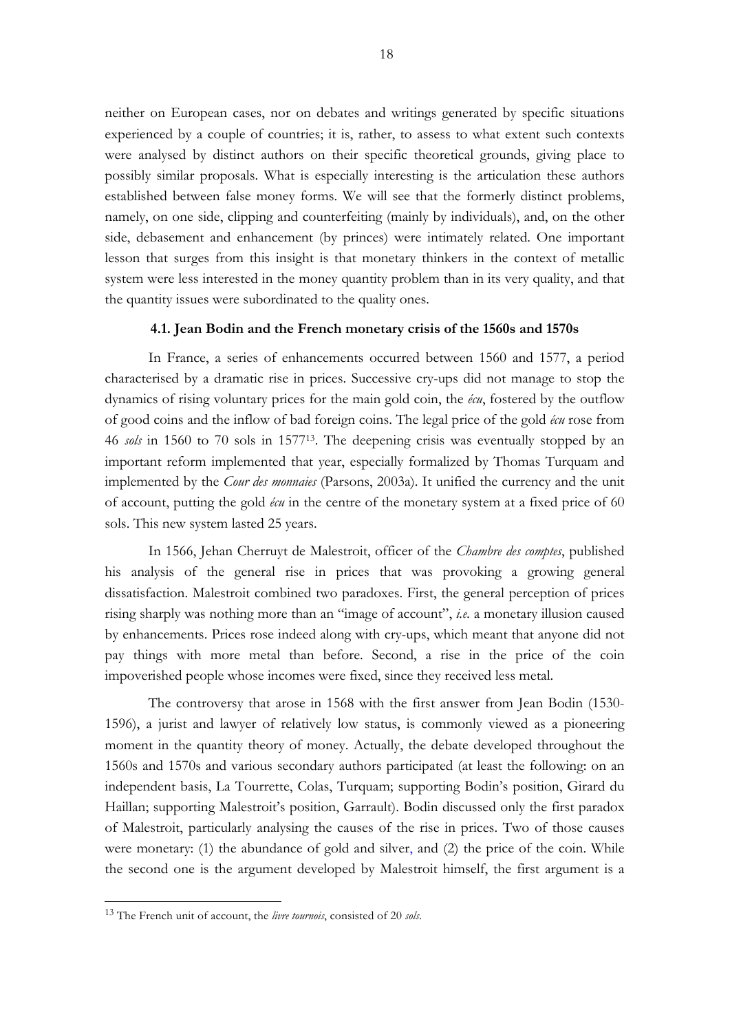neither on European cases, nor on debates and writings generated by specific situations experienced by a couple of countries; it is, rather, to assess to what extent such contexts were analysed by distinct authors on their specific theoretical grounds, giving place to possibly similar proposals. What is especially interesting is the articulation these authors established between false money forms. We will see that the formerly distinct problems, namely, on one side, clipping and counterfeiting (mainly by individuals), and, on the other side, debasement and enhancement (by princes) were intimately related. One important lesson that surges from this insight is that monetary thinkers in the context of metallic system were less interested in the money quantity problem than in its very quality, and that the quantity issues were subordinated to the quality ones.

### 4.1. Jean Bodin and the French monetary crisis of the 1560s and 1570s

In France, a series of enhancements occurred between 1560 and 1577, a period characterised by a dramatic rise in prices. Successive cry-ups did not manage to stop the dynamics of rising voluntary prices for the main gold coin, the *écu*, fostered by the outflow of good coins and the inflow of bad foreign coins. The legal price of the gold *écu* rose from 46 *sols* in 1560 to 70 sols in 1577[13]. The deepening crisis was eventually stopped by an important reform implemented that year, especially formalized by Thomas Turquam and implemented by the *Cour des monnaies* (Parsons, 2003a). It unified the currency and the unit of account, putting the gold *écu* in the centre of the monetary system at a fixed price of 60 sols. This new system lasted 25 years.

In 1566, Jehan Cherruyt de Malestroit, officer of the *Chambre des comptes*, published his analysis of the general rise in prices that was provoking a growing general dissatisfaction. Malestroit combined two paradoxes. First, the general perception of prices rising sharply was nothing more than an "image of account", *i.e.* a monetary illusion caused by enhancements. Prices rose indeed along with cry-ups, which meant that anyone did not pay things with more metal than before. Second, a rise in the price of the coin impoverished people whose incomes were fixed, since they received less metal.

The controversy that arose in 1568 with the first answer from Jean Bodin (1530-1596), a jurist and lawyer of relatively low status, is commonly viewed as a pioneering moment in the quantity theory of money. Actually, the debate developed throughout the 1560s and 1570s and various secondary authors participated (at least the following: on an independent basis, La Tourrette, Colas, Turquam; supporting Bodin's position, Girard du Haillan; supporting Malestroit's position, Garrault). Bodin discussed only the first paradox of Malestroit, particularly analysing the causes of the rise in prices. Two of those causes were monetary: (1) the abundance of gold and silver, and (2) the price of the coin. While the second one is the argument developed by Malestroit himself, the first argument is a

[13] The French unit of account, the *livre tournois*, consisted of 20 *sols*.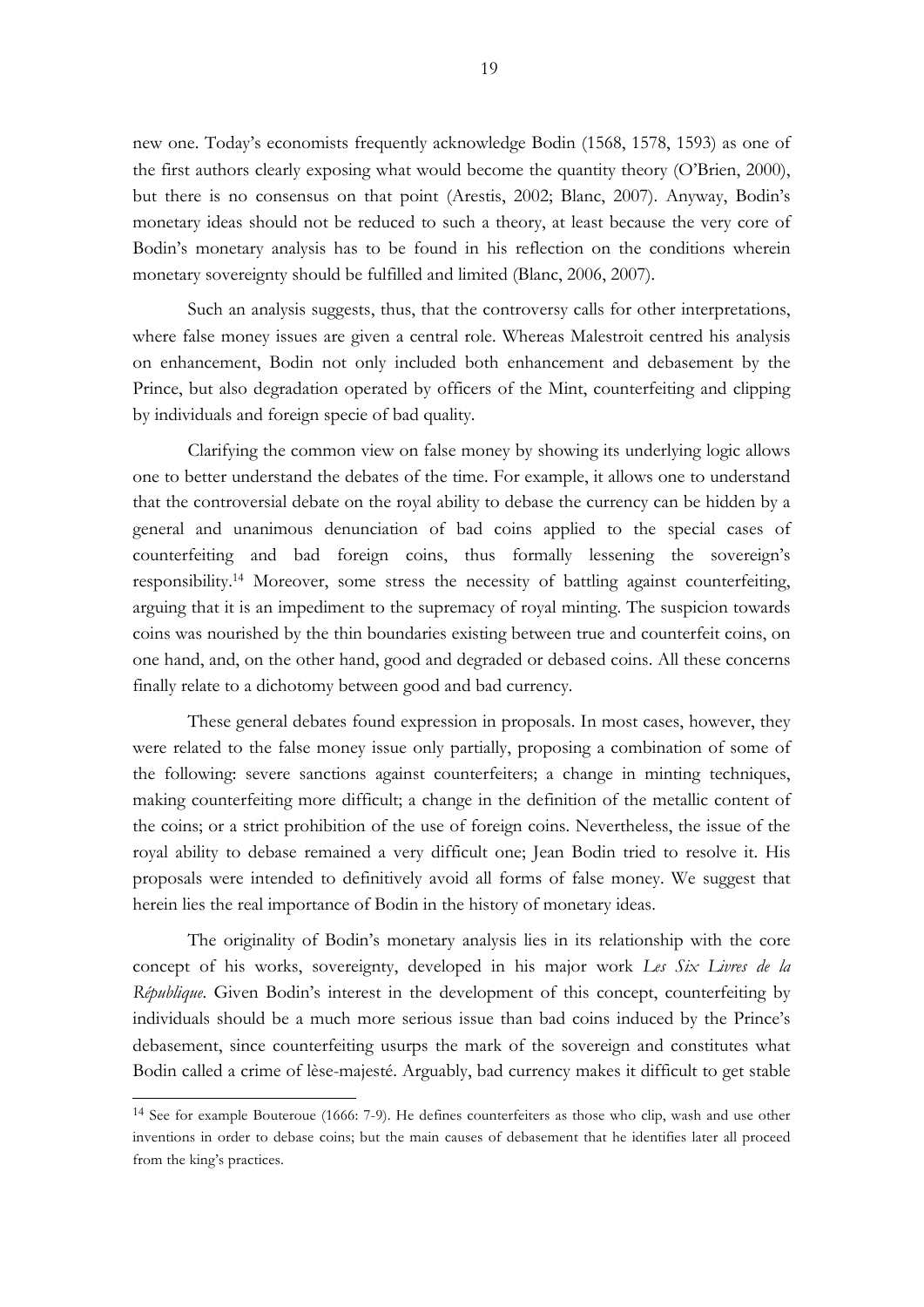new one. Today's economists frequently acknowledge Bodin (1568, 1578, 1593) as one of the first authors clearly exposing what would become the quantity theory (O'Brien, 2000), but there is no consensus on that point (Arestis, 2002; Blanc, 2007). Anyway, Bodin's monetary ideas should not be reduced to such a theory, at least because the very core of Bodin's monetary analysis has to be found in his reflection on the conditions wherein monetary sovereignty should be fulfilled and limited (Blanc, 2006, 2007).

Such an analysis suggests, thus, that the controversy calls for other interpretations, where false money issues are given a central role. Whereas Malestroit centred his analysis on enhancement, Bodin not only included both enhancement and debasement by the Prince, but also degradation operated by officers of the Mint, counterfeiting and clipping by individuals and foreign specie of bad quality.

Clarifying the common view on false money by showing its underlying logic allows one to better understand the debates of the time. For example, it allows one to understand that the controversial debate on the royal ability to debase the currency can be hidden by a general and unanimous denunciation of bad coins applied to the special cases of counterfeiting and bad foreign coins, thus formally lessening the sovereign's responsibility.[14] Moreover, some stress the necessity of battling against counterfeiting, arguing that it is an impediment to the supremacy of royal minting. The suspicion towards coins was nourished by the thin boundaries existing between true and counterfeit coins, on one hand, and, on the other hand, good and degraded or debased coins. All these concerns finally relate to a dichotomy between good and bad currency.

These general debates found expression in proposals. In most cases, however, they were related to the false money issue only partially, proposing a combination of some of the following: severe sanctions against counterfeiters; a change in minting techniques, making counterfeiting more difficult; a change in the definition of the metallic content of the coins; or a strict prohibition of the use of foreign coins. Nevertheless, the issue of the royal ability to debase remained a very difficult one; Jean Bodin tried to resolve it. His proposals were intended to definitively avoid all forms of false money. We suggest that herein lies the real importance of Bodin in the history of monetary ideas.

The originality of Bodin's monetary analysis lies in its relationship with the core concept of his works, sovereignty, developed in his major work *Les Six Livres de la République*. Given Bodin's interest in the development of this concept, counterfeiting by individuals should be a much more serious issue than bad coins induced by the Prince's debasement, since counterfeiting usurps the mark of the sovereign and constitutes what Bodin called a crime of lèse-majesté. Arguably, bad currency makes it difficult to get stable

[14] See for example Bouteroue (1666: 7-9). He defines counterfeiters as those who clip, wash and use other inventions in order to debase coins; but the main causes of debasement that he identifies later all proceed from the king's practices.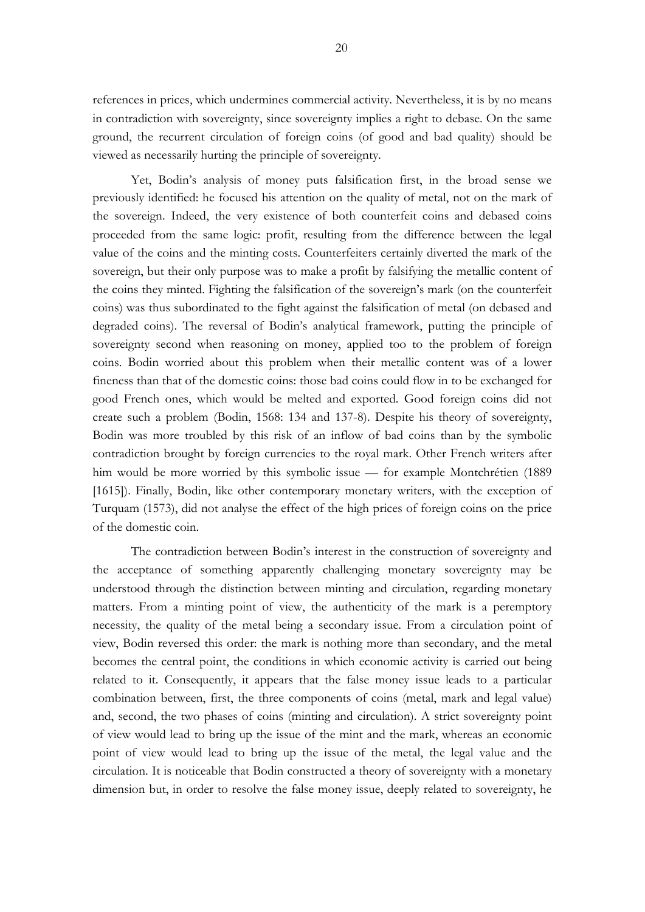references in prices, which undermines commercial activity. Nevertheless, it is by no means in contradiction with sovereignty, since sovereignty implies a right to debase. On the same ground, the recurrent circulation of foreign coins (of good and bad quality) should be viewed as necessarily hurting the principle of sovereignty.

Yet, Bodin's analysis of money puts falsification first, in the broad sense we previously identified: he focused his attention on the quality of metal, not on the mark of the sovereign. Indeed, the very existence of both counterfeit coins and debased coins proceeded from the same logic: profit, resulting from the difference between the legal value of the coins and the minting costs. Counterfeiters certainly diverted the mark of the sovereign, but their only purpose was to make a profit by falsifying the metallic content of the coins they minted. Fighting the falsification of the sovereign's mark (on the counterfeit coins) was thus subordinated to the fight against the falsification of metal (on debased and degraded coins). The reversal of Bodin's analytical framework, putting the principle of sovereignty second when reasoning on money, applied too to the problem of foreign coins. Bodin worried about this problem when their metallic content was of a lower fineness than that of the domestic coins: those bad coins could flow in to be exchanged for good French ones, which would be melted and exported. Good foreign coins did not create such a problem (Bodin, 1568: 134 and 137-8). Despite his theory of sovereignty, Bodin was more troubled by this risk of an inflow of bad coins than by the symbolic contradiction brought by foreign currencies to the royal mark. Other French writers after him would be more worried by this symbolic issue — for example Montchrétien (1889 [1615]). Finally, Bodin, like other contemporary monetary writers, with the exception of Turquam (1573), did not analyse the effect of the high prices of foreign coins on the price of the domestic coin.

The contradiction between Bodin's interest in the construction of sovereignty and the acceptance of something apparently challenging monetary sovereignty may be understood through the distinction between minting and circulation, regarding monetary matters. From a minting point of view, the authenticity of the mark is a peremptory necessity, the quality of the metal being a secondary issue. From a circulation point of view, Bodin reversed this order: the mark is nothing more than secondary, and the metal becomes the central point, the conditions in which economic activity is carried out being related to it. Consequently, it appears that the false money issue leads to a particular combination between, first, the three components of coins (metal, mark and legal value) and, second, the two phases of coins (minting and circulation). A strict sovereignty point of view would lead to bring up the issue of the mint and the mark, whereas an economic point of view would lead to bring up the issue of the metal, the legal value and the circulation. It is noticeable that Bodin constructed a theory of sovereignty with a monetary dimension but, in order to resolve the false money issue, deeply related to sovereignty, he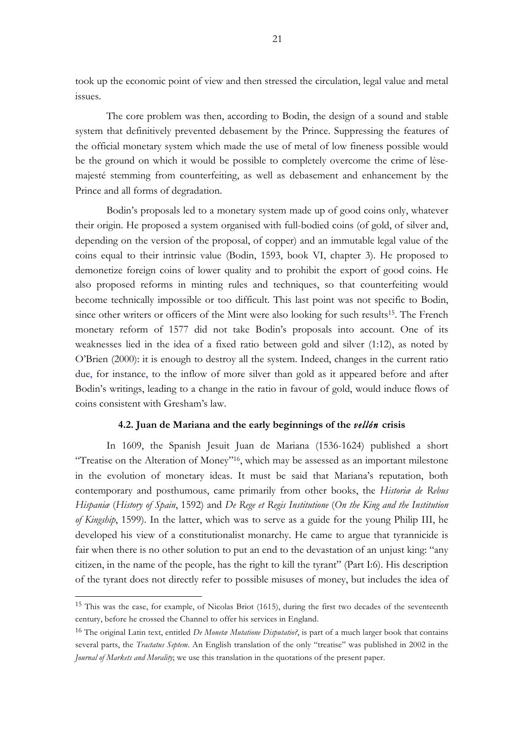took up the economic point of view and then stressed the circulation, legal value and metal issues.

The core problem was then, according to Bodin, the design of a sound and stable system that definitively prevented debasement by the Prince. Suppressing the features of the official monetary system which made the use of metal of low fineness possible would be the ground on which it would be possible to completely overcome the crime of lèse-majesté stemming from counterfeiting, as well as debasement and enhancement by the Prince and all forms of degradation.

Bodin's proposals led to a monetary system made up of good coins only, whatever their origin. He proposed a system organised with full-bodied coins (of gold, of silver and, depending on the version of the proposal, of copper) and an immutable legal value of the coins equal to their intrinsic value (Bodin, 1593, book VI, chapter 3). He proposed to demonetize foreign coins of lower quality and to prohibit the export of good coins. He also proposed reforms in minting rules and techniques, so that counterfeiting would become technically impossible or too difficult. This last point was not specific to Bodin, since other writers or officers of the Mint were also looking for such results[15]. The French monetary reform of 1577 did not take Bodin's proposals into account. One of its weaknesses lied in the idea of a fixed ratio between gold and silver (1:12), as noted by O'Brien (2000): it is enough to destroy all the system. Indeed, changes in the current ratio due, for instance, to the inflow of more silver than gold as it appeared before and after Bodin's writings, leading to a change in the ratio in favour of gold, would induce flows of coins consistent with Gresham's law.

### 4.2. Juan de Mariana and the early beginnings of the *vellón* crisis

In 1609, the Spanish Jesuit Juan de Mariana (1536-1624) published a short "Treatise on the Alteration of Money"[16], which may be assessed as an important milestone in the evolution of monetary ideas. It must be said that Mariana's reputation, both contemporary and posthumous, came primarily from other books, the *Historiæ de Rebus Hispaniæ* (*History of Spain*, 1592) and *De Rege et Regis Institutione* (*On the King and the Institution of Kingship*, 1599). In the latter, which was to serve as a guide for the young Philip III, he developed his view of a constitutionalist monarchy. He came to argue that tyrannicide is fair when there is no other solution to put an end to the devastation of an unjust king: "any citizen, in the name of the people, has the right to kill the tyrant" (Part I:6). His description of the tyrant does not directly refer to possible misuses of money, but includes the idea of

---

[15] This was the case, for example, of Nicolas Briot (1615), during the first two decades of the seventeenth century, before he crossed the Channel to offer his services in England.

[16] The original Latin text, entitled *De Monetæ Mutatione Disputatio?*, is part of a much larger book that contains several parts, the *Tractatus Septem*. An English translation of the only "treatise" was published in 2002 in the *Journal of Markets and Morality*; we use this translation in the quotations of the present paper.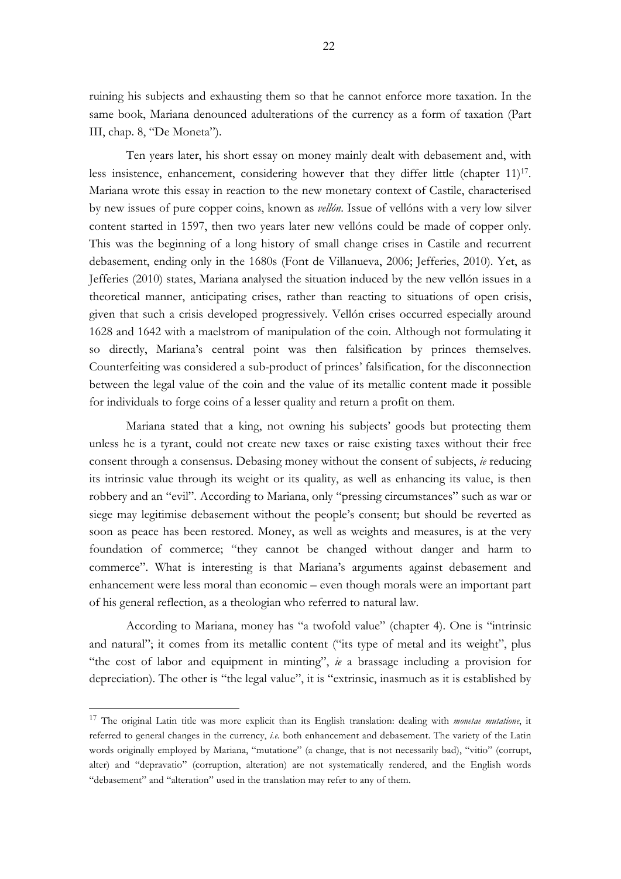ruining his subjects and exhausting them so that he cannot enforce more taxation. In the same book, Mariana denounced adulterations of the currency as a form of taxation (Part III, chap. 8, "De Moneta").

Ten years later, his short essay on money mainly dealt with debasement and, with less insistence, enhancement, considering however that they differ little (chapter 11)[17]. Mariana wrote this essay in reaction to the new monetary context of Castile, characterised by new issues of pure copper coins, known as *vellón*. Issue of vellóns with a very low silver content started in 1597, then two years later new vellóns could be made of copper only. This was the beginning of a long history of small change crises in Castile and recurrent debasement, ending only in the 1680s (Font de Villanueva, 2006; Jefferies, 2010). Yet, as Jefferies (2010) states, Mariana analysed the situation induced by the new vellón issues in a theoretical manner, anticipating crises, rather than reacting to situations of open crisis, given that such a crisis developed progressively. Vellón crises occurred especially around 1628 and 1642 with a maelstrom of manipulation of the coin. Although not formulating it so directly, Mariana's central point was then falsification by princes themselves. Counterfeiting was considered a sub-product of princes' falsification, for the disconnection between the legal value of the coin and the value of its metallic content made it possible for individuals to forge coins of a lesser quality and return a profit on them.

Mariana stated that a king, not owning his subjects' goods but protecting them unless he is a tyrant, could not create new taxes or raise existing taxes without their free consent through a consensus. Debasing money without the consent of subjects, *ie* reducing its intrinsic value through its weight or its quality, as well as enhancing its value, is then robbery and an "evil". According to Mariana, only "pressing circumstances" such as war or siege may legitimise debasement without the people's consent; but should be reverted as soon as peace has been restored. Money, as well as weights and measures, is at the very foundation of commerce; "they cannot be changed without danger and harm to commerce". What is interesting is that Mariana's arguments against debasement and enhancement were less moral than economic – even though morals were an important part of his general reflection, as a theologian who referred to natural law.

According to Mariana, money has "a twofold value" (chapter 4). One is "intrinsic and natural"; it comes from its metallic content ("its type of metal and its weight", plus "the cost of labor and equipment in minting", *ie* a brassage including a provision for depreciation). The other is "the legal value", it is "extrinsic, inasmuch as it is established by

[17] The original Latin title was more explicit than its English translation: dealing with *monetae mutatione*, it referred to general changes in the currency, *i.e.* both enhancement and debasement. The variety of the Latin words originally employed by Mariana, "mutatione" (a change, that is not necessarily bad), "vitio" (corrupt, alter) and "depravatio" (corruption, alteration) are not systematically rendered, and the English words "debasement" and "alteration" used in the translation may refer to any of them.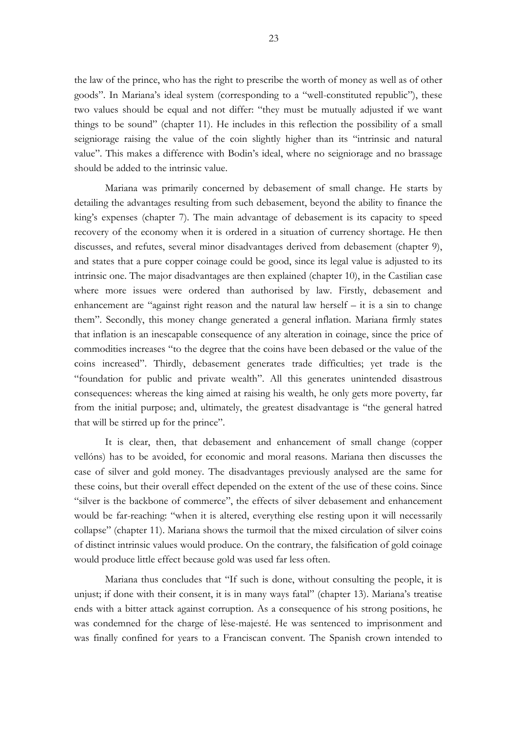the law of the prince, who has the right to prescribe the worth of money as well as of other goods". In Mariana's ideal system (corresponding to a "well-constituted republic"), these two values should be equal and not differ: "they must be mutually adjusted if we want things to be sound" (chapter 11). He includes in this reflection the possibility of a small seigniorage raising the value of the coin slightly higher than its "intrinsic and natural value". This makes a difference with Bodin's ideal, where no seigniorage and no brassage should be added to the intrinsic value.

Mariana was primarily concerned by debasement of small change. He starts by detailing the advantages resulting from such debasement, beyond the ability to finance the king's expenses (chapter 7). The main advantage of debasement is its capacity to speed recovery of the economy when it is ordered in a situation of currency shortage. He then discusses, and refutes, several minor disadvantages derived from debasement (chapter 9), and states that a pure copper coinage could be good, since its legal value is adjusted to its intrinsic one. The major disadvantages are then explained (chapter 10), in the Castilian case where more issues were ordered than authorised by law. Firstly, debasement and enhancement are "against right reason and the natural law herself – it is a sin to change them". Secondly, this money change generated a general inflation. Mariana firmly states that inflation is an inescapable consequence of any alteration in coinage, since the price of commodities increases "to the degree that the coins have been debased or the value of the coins increased". Thirdly, debasement generates trade difficulties; yet trade is the "foundation for public and private wealth". All this generates unintended disastrous consequences: whereas the king aimed at raising his wealth, he only gets more poverty, far from the initial purpose; and, ultimately, the greatest disadvantage is "the general hatred that will be stirred up for the prince".

It is clear, then, that debasement and enhancement of small change (copper vellóns) has to be avoided, for economic and moral reasons. Mariana then discusses the case of silver and gold money. The disadvantages previously analysed are the same for these coins, but their overall effect depended on the extent of the use of these coins. Since "silver is the backbone of commerce", the effects of silver debasement and enhancement would be far-reaching: "when it is altered, everything else resting upon it will necessarily collapse" (chapter 11). Mariana shows the turmoil that the mixed circulation of silver coins of distinct intrinsic values would produce. On the contrary, the falsification of gold coinage would produce little effect because gold was used far less often.

Mariana thus concludes that "If such is done, without consulting the people, it is unjust; if done with their consent, it is in many ways fatal" (chapter 13). Mariana's treatise ends with a bitter attack against corruption. As a consequence of his strong positions, he was condemned for the charge of lèse-majesté. He was sentenced to imprisonment and was finally confined for years to a Franciscan convent. The Spanish crown intended to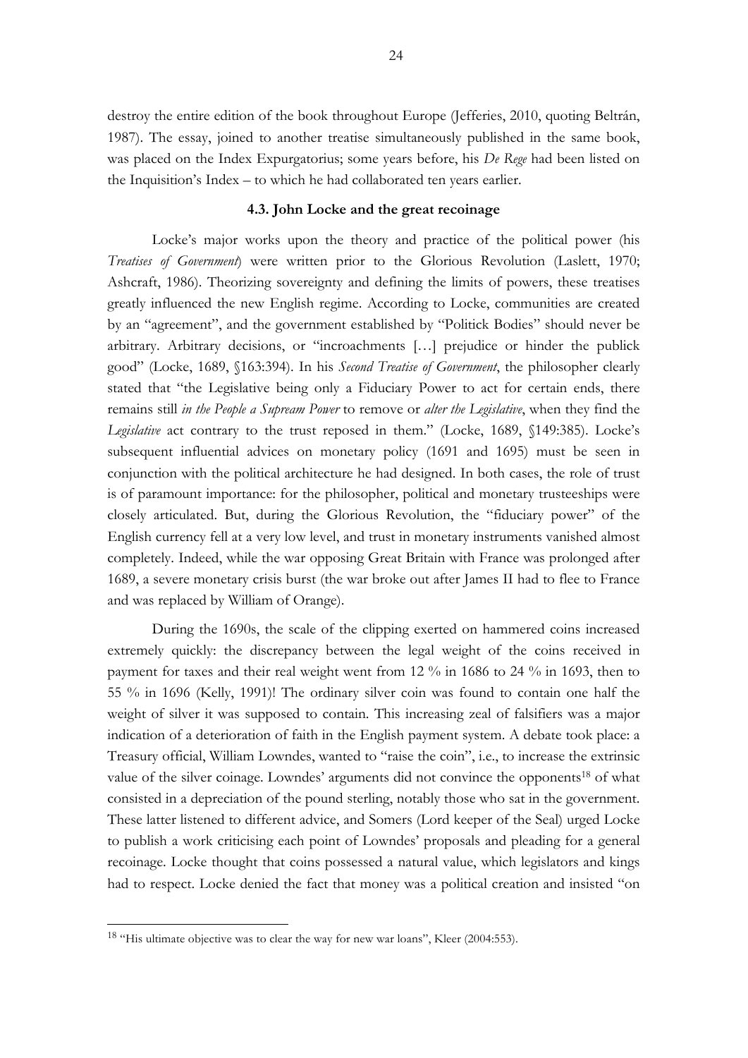destroy the entire edition of the book throughout Europe (Jefferies, 2010, quoting Beltrán, 1987). The essay, joined to another treatise simultaneously published in the same book, was placed on the Index Expurgatorius; some years before, his *De Rege* had been listed on the Inquisition's Index – to which he had collaborated ten years earlier.

### 4.3. John Locke and the great recoinage

Locke's major works upon the theory and practice of the political power (his *Treatises of Government*) were written prior to the Glorious Revolution (Laslett, 1970; Ashcraft, 1986). Theorizing sovereignty and defining the limits of powers, these treatises greatly influenced the new English regime. According to Locke, communities are created by an "agreement", and the government established by "Politick Bodies" should never be arbitrary. Arbitrary decisions, or "incroachments […] prejudice or hinder the publick good" (Locke, 1689, §163:394). In his *Second Treatise of Government*, the philosopher clearly stated that "the Legislative being only a Fiduciary Power to act for certain ends, there remains still *in the People a Supream Power* to remove or *alter the Legislative*, when they find the *Legislative* act contrary to the trust reposed in them." (Locke, 1689, §149:385). Locke's subsequent influential advices on monetary policy (1691 and 1695) must be seen in conjunction with the political architecture he had designed. In both cases, the role of trust is of paramount importance: for the philosopher, political and monetary trusteeships were closely articulated. But, during the Glorious Revolution, the "fiduciary power" of the English currency fell at a very low level, and trust in monetary instruments vanished almost completely. Indeed, while the war opposing Great Britain with France was prolonged after 1689, a severe monetary crisis burst (the war broke out after James II had to flee to France and was replaced by William of Orange).

During the 1690s, the scale of the clipping exerted on hammered coins increased extremely quickly: the discrepancy between the legal weight of the coins received in payment for taxes and their real weight went from 12 % in 1686 to 24 % in 1693, then to 55 % in 1696 (Kelly, 1991)! The ordinary silver coin was found to contain one half the weight of silver it was supposed to contain. This increasing zeal of falsifiers was a major indication of a deterioration of faith in the English payment system. A debate took place: a Treasury official, William Lowndes, wanted to "raise the coin", i.e., to increase the extrinsic value of the silver coinage. Lowndes' arguments did not convince the opponents[18] of what consisted in a depreciation of the pound sterling, notably those who sat in the government. These latter listened to different advice, and Somers (Lord keeper of the Seal) urged Locke to publish a work criticising each point of Lowndes' proposals and pleading for a general recoinage. Locke thought that coins possessed a natural value, which legislators and kings had to respect. Locke denied the fact that money was a political creation and insisted "on

[18] "His ultimate objective was to clear the way for new war loans", Kleer (2004:553).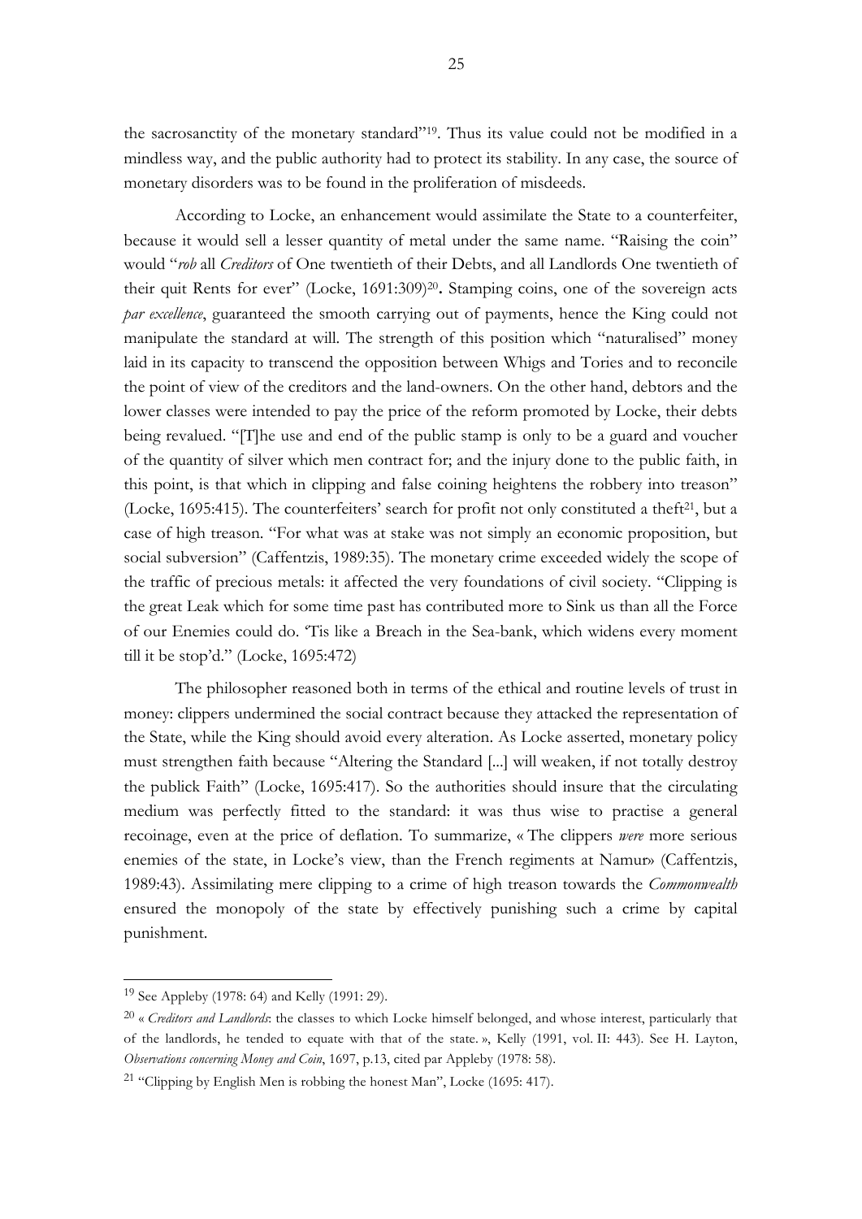the sacrosanctity of the monetary standard"[19]. Thus its value could not be modified in a mindless way, and the public authority had to protect its stability. In any case, the source of monetary disorders was to be found in the proliferation of misdeeds.

According to Locke, an enhancement would assimilate the State to a counterfeiter, because it would sell a lesser quantity of metal under the same name. "Raising the coin" would "*rob* all *Creditors* of One twentieth of their Debts, and all Landlords One twentieth of their quit Rents for ever" (Locke, 1691:309)[20]**.** Stamping coins, one of the sovereign acts *par excellence*, guaranteed the smooth carrying out of payments, hence the King could not manipulate the standard at will. The strength of this position which "naturalised" money laid in its capacity to transcend the opposition between Whigs and Tories and to reconcile the point of view of the creditors and the land-owners. On the other hand, debtors and the lower classes were intended to pay the price of the reform promoted by Locke, their debts being revalued. "[T]he use and end of the public stamp is only to be a guard and voucher of the quantity of silver which men contract for; and the injury done to the public faith, in this point, is that which in clipping and false coining heightens the robbery into treason" (Locke, 1695:415). The counterfeiters' search for profit not only constituted a theft[21], but a case of high treason. "For what was at stake was not simply an economic proposition, but social subversion" (Caffentzis, 1989:35). The monetary crime exceeded widely the scope of the traffic of precious metals: it affected the very foundations of civil society. "Clipping is the great Leak which for some time past has contributed more to Sink us than all the Force of our Enemies could do. 'Tis like a Breach in the Sea-bank, which widens every moment till it be stop'd." (Locke, 1695:472)

The philosopher reasoned both in terms of the ethical and routine levels of trust in money: clippers undermined the social contract because they attacked the representation of the State, while the King should avoid every alteration. As Locke asserted, monetary policy must strengthen faith because "Altering the Standard [...] will weaken, if not totally destroy the publick Faith" (Locke, 1695:417). So the authorities should insure that the circulating medium was perfectly fitted to the standard: it was thus wise to practise a general recoinage, even at the price of deflation. To summarize, « The clippers *were* more serious enemies of the state, in Locke's view, than the French regiments at Namur» (Caffentzis, 1989:43). Assimilating mere clipping to a crime of high treason towards the *Commonwealth* ensured the monopoly of the state by effectively punishing such a crime by capital punishment.

---

[19] See Appleby (1978: 64) and Kelly (1991: 29).

[20] « *Creditors and Landlords*: the classes to which Locke himself belonged, and whose interest, particularly that of the landlords, he tended to equate with that of the state. », Kelly (1991, vol. II: 443). See H. Layton, *Observations concerning Money and Coin*, 1697, p.13, cited par Appleby (1978: 58).

[21] "Clipping by English Men is robbing the honest Man", Locke (1695: 417).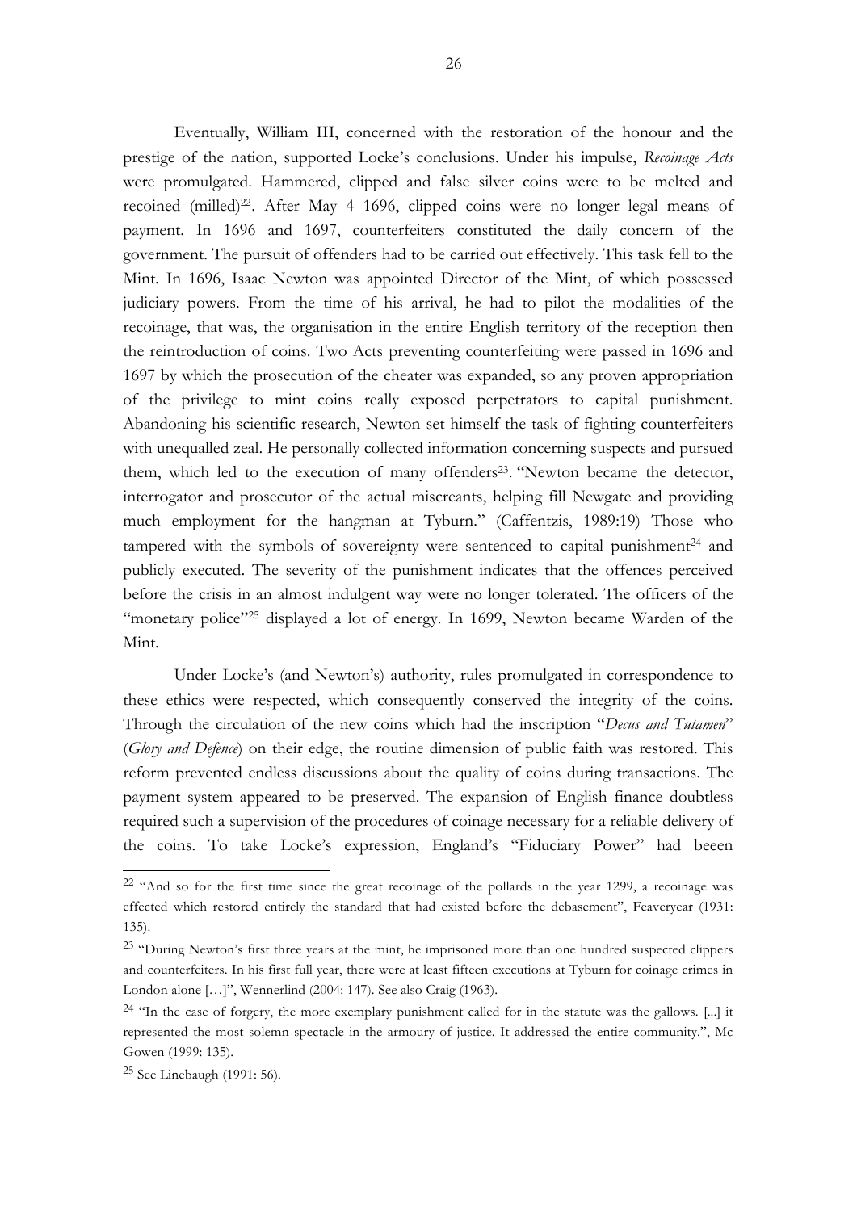Eventually, William III, concerned with the restoration of the honour and the prestige of the nation, supported Locke's conclusions. Under his impulse, *Recoinage Acts* were promulgated. Hammered, clipped and false silver coins were to be melted and recoined (milled)[22]. After May 4 1696, clipped coins were no longer legal means of payment. In 1696 and 1697, counterfeiters constituted the daily concern of the government. The pursuit of offenders had to be carried out effectively. This task fell to the Mint. In 1696, Isaac Newton was appointed Director of the Mint, of which possessed judiciary powers. From the time of his arrival, he had to pilot the modalities of the recoinage, that was, the organisation in the entire English territory of the reception then the reintroduction of coins. Two Acts preventing counterfeiting were passed in 1696 and 1697 by which the prosecution of the cheater was expanded, so any proven appropriation of the privilege to mint coins really exposed perpetrators to capital punishment. Abandoning his scientific research, Newton set himself the task of fighting counterfeiters with unequalled zeal. He personally collected information concerning suspects and pursued them, which led to the execution of many offenders[23]. "Newton became the detector, interrogator and prosecutor of the actual miscreants, helping fill Newgate and providing much employment for the hangman at Tyburn." (Caffentzis, 1989:19) Those who tampered with the symbols of sovereignty were sentenced to capital punishment[24] and publicly executed. The severity of the punishment indicates that the offences perceived before the crisis in an almost indulgent way were no longer tolerated. The officers of the "monetary police"[25] displayed a lot of energy. In 1699, Newton became Warden of the Mint.

Under Locke's (and Newton's) authority, rules promulgated in correspondence to these ethics were respected, which consequently conserved the integrity of the coins. Through the circulation of the new coins which had the inscription "*Decus and Tutamen*" (*Glory and Defence*) on their edge, the routine dimension of public faith was restored. This reform prevented endless discussions about the quality of coins during transactions. The payment system appeared to be preserved. The expansion of English finance doubtless required such a supervision of the procedures of coinage necessary for a reliable delivery of the coins. To take Locke's expression, England's "Fiduciary Power" had beeen

---

[22] "And so for the first time since the great recoinage of the pollards in the year 1299, a recoinage was effected which restored entirely the standard that had existed before the debasement", Feaveryear (1931: 135).

[23] "During Newton's first three years at the mint, he imprisoned more than one hundred suspected clippers and counterfeiters. In his first full year, there were at least fifteen executions at Tyburn for coinage crimes in London alone […]", Wennerlind (2004: 147). See also Craig (1963).

[24] "In the case of forgery, the more exemplary punishment called for in the statute was the gallows. [...] it represented the most solemn spectacle in the armoury of justice. It addressed the entire community.", Mc Gowen (1999: 135).

[25] See Linebaugh (1991: 56).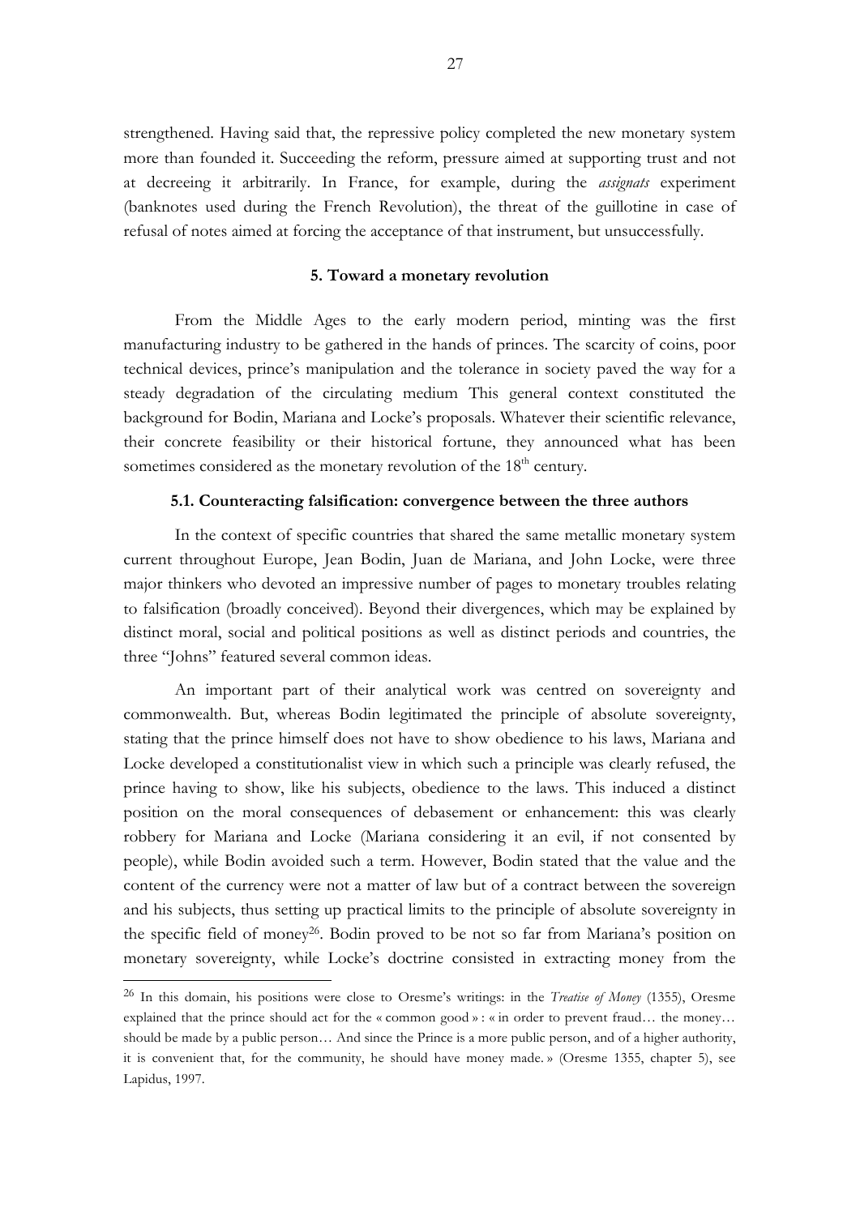strengthened. Having said that, the repressive policy completed the new monetary system more than founded it. Succeeding the reform, pressure aimed at supporting trust and not at decreeing it arbitrarily. In France, for example, during the *assignats* experiment (banknotes used during the French Revolution), the threat of the guillotine in case of refusal of notes aimed at forcing the acceptance of that instrument, but unsuccessfully.

## 5. Toward a monetary revolution

From the Middle Ages to the early modern period, minting was the first manufacturing industry to be gathered in the hands of princes. The scarcity of coins, poor technical devices, prince's manipulation and the tolerance in society paved the way for a steady degradation of the circulating medium This general context constituted the background for Bodin, Mariana and Locke's proposals. Whatever their scientific relevance, their concrete feasibility or their historical fortune, they announced what has been sometimes considered as the monetary revolution of the 18th century.

### 5.1. Counteracting falsification: convergence between the three authors

In the context of specific countries that shared the same metallic monetary system current throughout Europe, Jean Bodin, Juan de Mariana, and John Locke, were three major thinkers who devoted an impressive number of pages to monetary troubles relating to falsification (broadly conceived). Beyond their divergences, which may be explained by distinct moral, social and political positions as well as distinct periods and countries, the three "Johns" featured several common ideas.

An important part of their analytical work was centred on sovereignty and commonwealth. But, whereas Bodin legitimated the principle of absolute sovereignty, stating that the prince himself does not have to show obedience to his laws, Mariana and Locke developed a constitutionalist view in which such a principle was clearly refused, the prince having to show, like his subjects, obedience to the laws. This induced a distinct position on the moral consequences of debasement or enhancement: this was clearly robbery for Mariana and Locke (Mariana considering it an evil, if not consented by people), while Bodin avoided such a term. However, Bodin stated that the value and the content of the currency were not a matter of law but of a contract between the sovereign and his subjects, thus setting up practical limits to the principle of absolute sovereignty in the specific field of money[26]. Bodin proved to be not so far from Mariana's position on monetary sovereignty, while Locke's doctrine consisted in extracting money from the

---

[26] In this domain, his positions were close to Oresme's writings: in the *Treatise of Money* (1355), Oresme explained that the prince should act for the « common good » : « in order to prevent fraud… the money… should be made by a public person… And since the Prince is a more public person, and of a higher authority, it is convenient that, for the community, he should have money made. » (Oresme 1355, chapter 5), see Lapidus, 1997.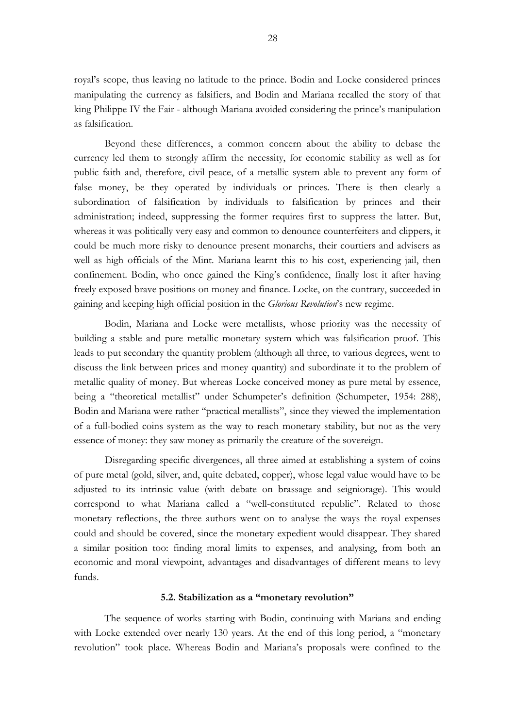royal's scope, thus leaving no latitude to the prince. Bodin and Locke considered princes manipulating the currency as falsifiers, and Bodin and Mariana recalled the story of that king Philippe IV the Fair - although Mariana avoided considering the prince's manipulation as falsification.

Beyond these differences, a common concern about the ability to debase the currency led them to strongly affirm the necessity, for economic stability as well as for public faith and, therefore, civil peace, of a metallic system able to prevent any form of false money, be they operated by individuals or princes. There is then clearly a subordination of falsification by individuals to falsification by princes and their administration; indeed, suppressing the former requires first to suppress the latter. But, whereas it was politically very easy and common to denounce counterfeiters and clippers, it could be much more risky to denounce present monarchs, their courtiers and advisers as well as high officials of the Mint. Mariana learnt this to his cost, experiencing jail, then confinement. Bodin, who once gained the King's confidence, finally lost it after having freely exposed brave positions on money and finance. Locke, on the contrary, succeeded in gaining and keeping high official position in the *Glorious Revolution*'s new regime.

Bodin, Mariana and Locke were metallists, whose priority was the necessity of building a stable and pure metallic monetary system which was falsification proof. This leads to put secondary the quantity problem (although all three, to various degrees, went to discuss the link between prices and money quantity) and subordinate it to the problem of metallic quality of money. But whereas Locke conceived money as pure metal by essence, being a "theoretical metallist" under Schumpeter's definition (Schumpeter, 1954: 288), Bodin and Mariana were rather "practical metallists", since they viewed the implementation of a full-bodied coins system as the way to reach monetary stability, but not as the very essence of money: they saw money as primarily the creature of the sovereign.

Disregarding specific divergences, all three aimed at establishing a system of coins of pure metal (gold, silver, and, quite debated, copper), whose legal value would have to be adjusted to its intrinsic value (with debate on brassage and seigniorage). This would correspond to what Mariana called a "well-constituted republic". Related to those monetary reflections, the three authors went on to analyse the ways the royal expenses could and should be covered, since the monetary expedient would disappear. They shared a similar position too: finding moral limits to expenses, and analysing, from both an economic and moral viewpoint, advantages and disadvantages of different means to levy funds.

### 5.2. Stabilization as a "monetary revolution"

The sequence of works starting with Bodin, continuing with Mariana and ending with Locke extended over nearly 130 years. At the end of this long period, a "monetary revolution" took place. Whereas Bodin and Mariana's proposals were confined to the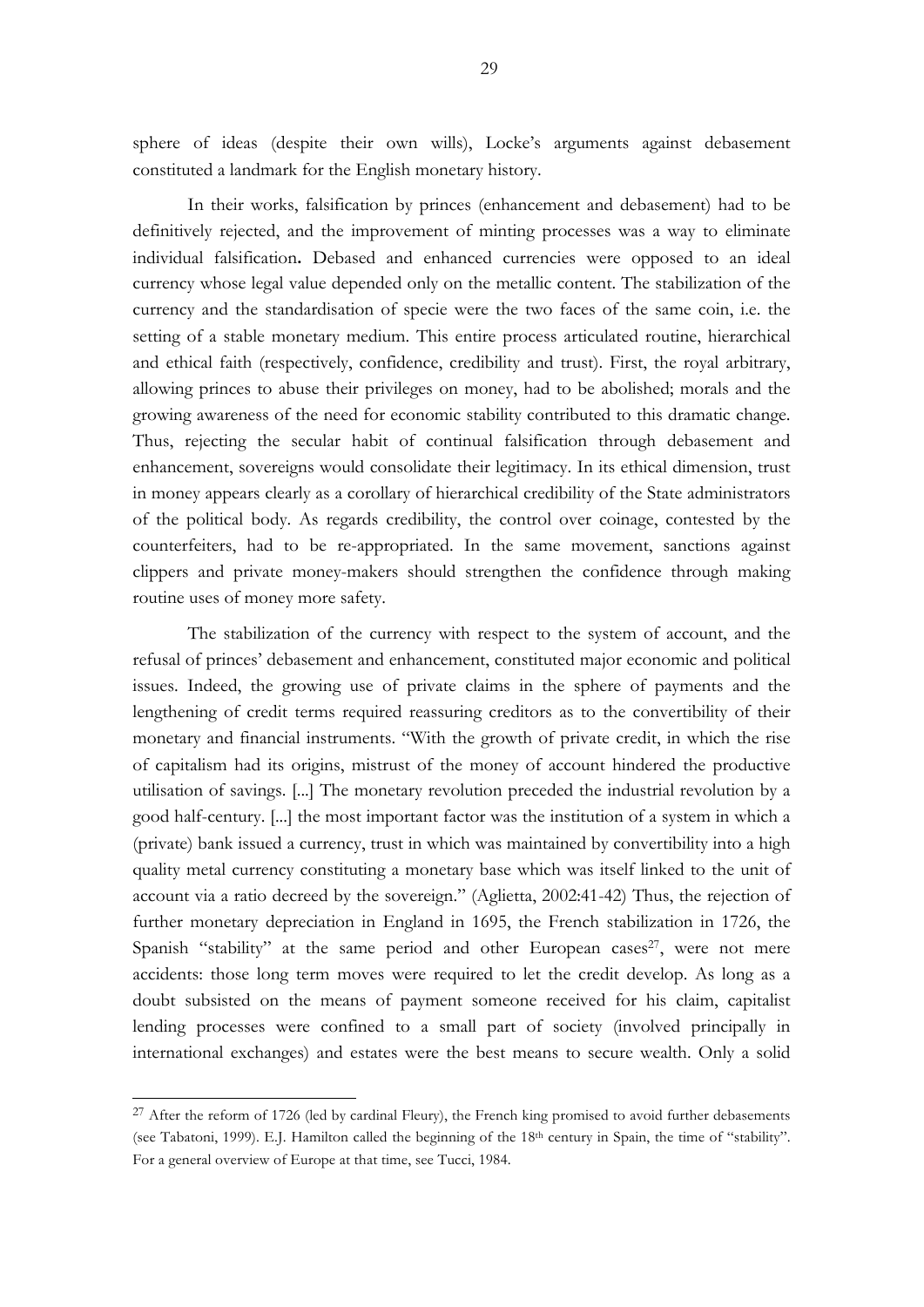sphere of ideas (despite their own wills), Locke's arguments against debasement constituted a landmark for the English monetary history.

In their works, falsification by princes (enhancement and debasement) had to be definitively rejected, and the improvement of minting processes was a way to eliminate individual falsification**.** Debased and enhanced currencies were opposed to an ideal currency whose legal value depended only on the metallic content. The stabilization of the currency and the standardisation of specie were the two faces of the same coin, i.e. the setting of a stable monetary medium. This entire process articulated routine, hierarchical and ethical faith (respectively, confidence, credibility and trust). First, the royal arbitrary, allowing princes to abuse their privileges on money, had to be abolished; morals and the growing awareness of the need for economic stability contributed to this dramatic change. Thus, rejecting the secular habit of continual falsification through debasement and enhancement, sovereigns would consolidate their legitimacy. In its ethical dimension, trust in money appears clearly as a corollary of hierarchical credibility of the State administrators of the political body. As regards credibility, the control over coinage, contested by the counterfeiters, had to be re-appropriated. In the same movement, sanctions against clippers and private money-makers should strengthen the confidence through making routine uses of money more safety.

The stabilization of the currency with respect to the system of account, and the refusal of princes' debasement and enhancement, constituted major economic and political issues. Indeed, the growing use of private claims in the sphere of payments and the lengthening of credit terms required reassuring creditors as to the convertibility of their monetary and financial instruments. "With the growth of private credit, in which the rise of capitalism had its origins, mistrust of the money of account hindered the productive utilisation of savings. [...] The monetary revolution preceded the industrial revolution by a good half-century. [...] the most important factor was the institution of a system in which a (private) bank issued a currency, trust in which was maintained by convertibility into a high quality metal currency constituting a monetary base which was itself linked to the unit of account via a ratio decreed by the sovereign." (Aglietta, 2002:41-42) Thus, the rejection of further monetary depreciation in England in 1695, the French stabilization in 1726, the Spanish "stability" at the same period and other European cases[27], were not mere accidents: those long term moves were required to let the credit develop. As long as a doubt subsisted on the means of payment someone received for his claim, capitalist lending processes were confined to a small part of society (involved principally in international exchanges) and estates were the best means to secure wealth. Only a solid

[27] After the reform of 1726 (led by cardinal Fleury), the French king promised to avoid further debasements (see Tabatoni, 1999). E.J. Hamilton called the beginning of the 18th century in Spain, the time of "stability". For a general overview of Europe at that time, see Tucci, 1984.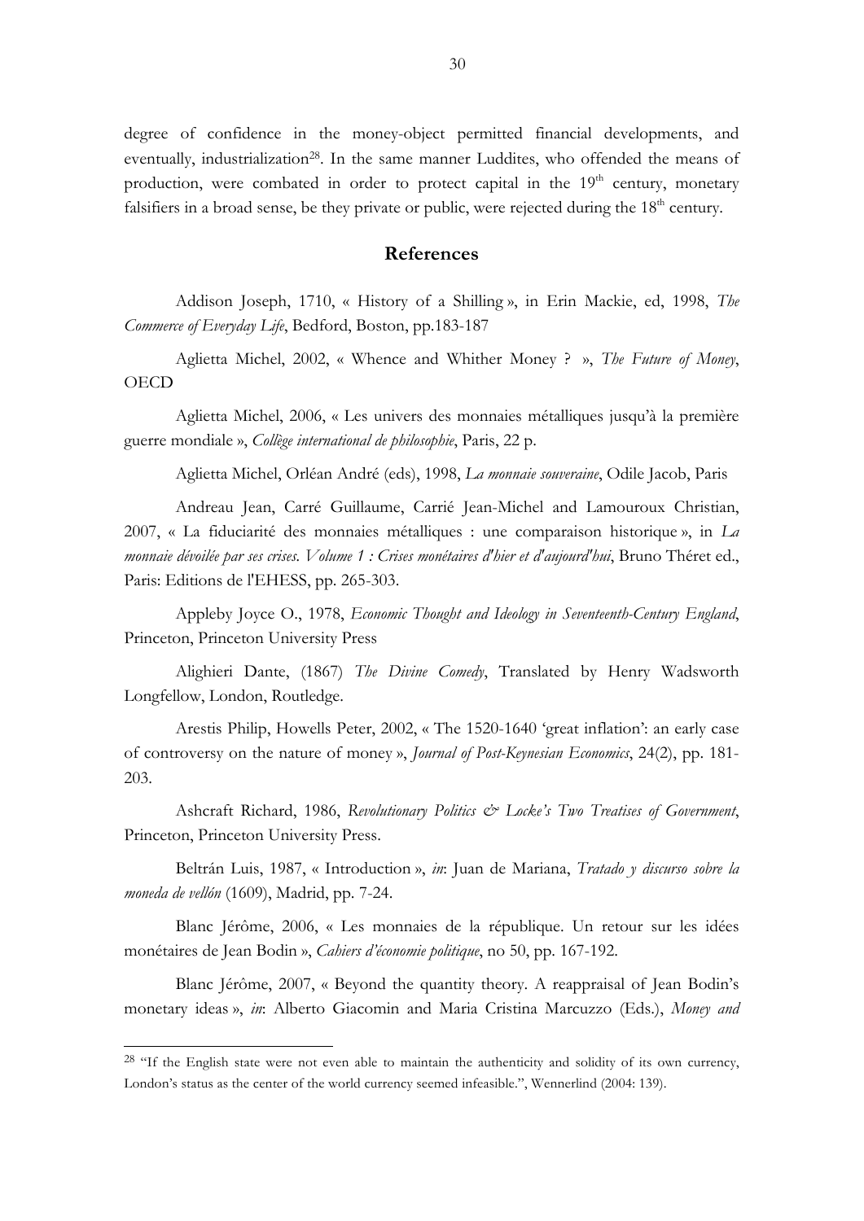degree of confidence in the money-object permitted financial developments, and eventually, industrialization[28]. In the same manner Luddites, who offended the means of production, were combated in order to protect capital in the 19th century, monetary falsifiers in a broad sense, be they private or public, were rejected during the 18th century.

## References

Addison Joseph, 1710, « History of a Shilling », in Erin Mackie, ed, 1998, *The Commerce of Everyday Life*, Bedford, Boston, pp.183-187

Aglietta Michel, 2002, « Whence and Whither Money ? », *The Future of Money*, OECD

Aglietta Michel, 2006, « Les univers des monnaies métalliques jusqu'à la première guerre mondiale », *Collège international de philosophie*, Paris, 22 p.

Aglietta Michel, Orléan André (eds), 1998, *La monnaie souveraine*, Odile Jacob, Paris

Andreau Jean, Carré Guillaume, Carrié Jean-Michel and Lamouroux Christian, 2007, « La fiduciarité des monnaies métalliques : une comparaison historique », in *La monnaie dévoilée par ses crises. Volume 1 : Crises monétaires d'hier et d'aujourd'hui*, Bruno Théret ed., Paris: Editions de l'EHESS, pp. 265-303.

Appleby Joyce O., 1978, *Economic Thought and Ideology in Seventeenth-Century England*, Princeton, Princeton University Press

Alighieri Dante, (1867) *The Divine Comedy*, Translated by Henry Wadsworth Longfellow, London, Routledge.

Arestis Philip, Howells Peter, 2002, « The 1520-1640 'great inflation': an early case of controversy on the nature of money », *Journal of Post-Keynesian Economics*, 24(2), pp. 181-203.

Ashcraft Richard, 1986, *Revolutionary Politics & Locke's Two Treatises of Government*, Princeton, Princeton University Press.

Beltrán Luis, 1987, « Introduction », *in*: Juan de Mariana, *Tratado y discurso sobre la moneda de vellón* (1609), Madrid, pp. 7-24.

Blanc Jérôme, 2006, « Les monnaies de la république. Un retour sur les idées monétaires de Jean Bodin », *Cahiers d'économie politique*, no 50, pp. 167-192.

Blanc Jérôme, 2007, « Beyond the quantity theory. A reappraisal of Jean Bodin's monetary ideas », *in*: Alberto Giacomin and Maria Cristina Marcuzzo (Eds.), *Money and*

---

[28] "If the English state were not even able to maintain the authenticity and solidity of its own currency, London's status as the center of the world currency seemed infeasible.", Wennerlind (2004: 139).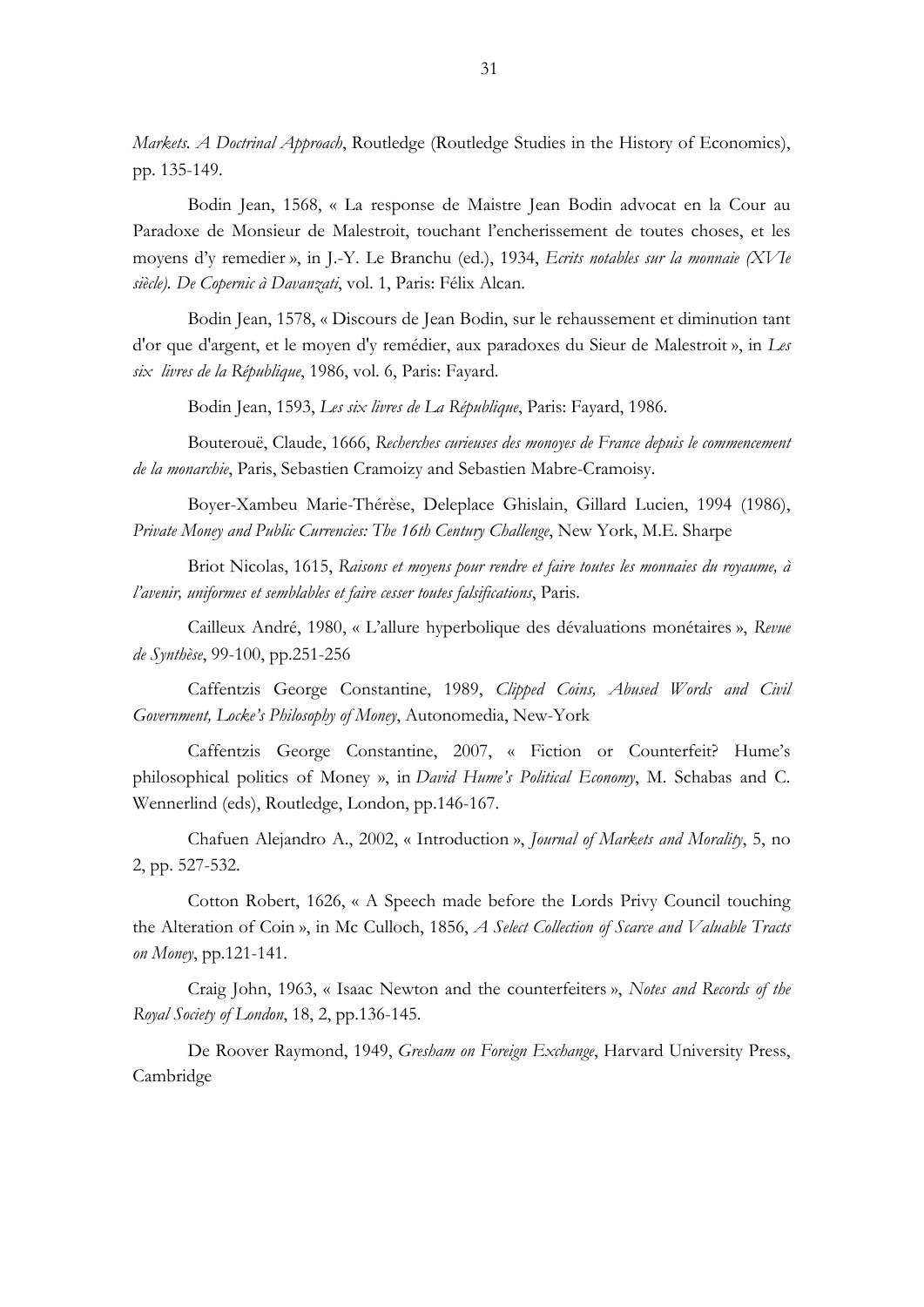*Markets. A Doctrinal Approach*, Routledge (Routledge Studies in the History of Economics), pp. 135-149.

Bodin Jean, 1568, « La response de Maistre Jean Bodin advocat en la Cour au Paradoxe de Monsieur de Malestroit, touchant l'encherissement de toutes choses, et les moyens d'y remedier », in J.-Y. Le Branchu (ed.), 1934, *Ecrits notables sur la monnaie (XVIe siècle). De Copernic à Davanzati*, vol. 1, Paris: Félix Alcan.

Bodin Jean, 1578, « Discours de Jean Bodin, sur le rehaussement et diminution tant d'or que d'argent, et le moyen d'y remédier, aux paradoxes du Sieur de Malestroit », in *Les six livres de la République*, 1986, vol. 6, Paris: Fayard.

Bodin Jean, 1593, *Les six livres de La République*, Paris: Fayard, 1986.

Bouterouë, Claude, 1666, *Recherches curieuses des monoyes de France depuis le commencement de la monarchie*, Paris, Sebastien Cramoizy and Sebastien Mabre-Cramoisy.

Boyer-Xambeu Marie-Thérèse, Deleplace Ghislain, Gillard Lucien, 1994 (1986), *Private Money and Public Currencies: The 16th Century Challenge*, New York, M.E. Sharpe

Briot Nicolas, 1615, *Raisons et moyens pour rendre et faire toutes les monnaies du royaume, à l'avenir, uniformes et semblables et faire cesser toutes falsifications*, Paris.

Cailleux André, 1980, « L'allure hyperbolique des dévaluations monétaires », *Revue de Synthèse*, 99-100, pp.251-256

Caffentzis George Constantine, 1989, *Clipped Coins, Abused Words and Civil Government, Locke's Philosophy of Money*, Autonomedia, New-York

Caffentzis George Constantine, 2007, « Fiction or Counterfeit? Hume's philosophical politics of Money », in *David Hume's Political Economy*, M. Schabas and C. Wennerlind (eds), Routledge, London, pp.146-167.

Chafuen Alejandro A., 2002, « Introduction », *Journal of Markets and Morality*, 5, no 2, pp. 527-532.

Cotton Robert, 1626, « A Speech made before the Lords Privy Council touching the Alteration of Coin », in Mc Culloch, 1856, *A Select Collection of Scarce and Valuable Tracts on Money*, pp.121-141.

Craig John, 1963, « Isaac Newton and the counterfeiters », *Notes and Records of the Royal Society of London*, 18, 2, pp.136-145.

De Roover Raymond, 1949, *Gresham on Foreign Exchange*, Harvard University Press, Cambridge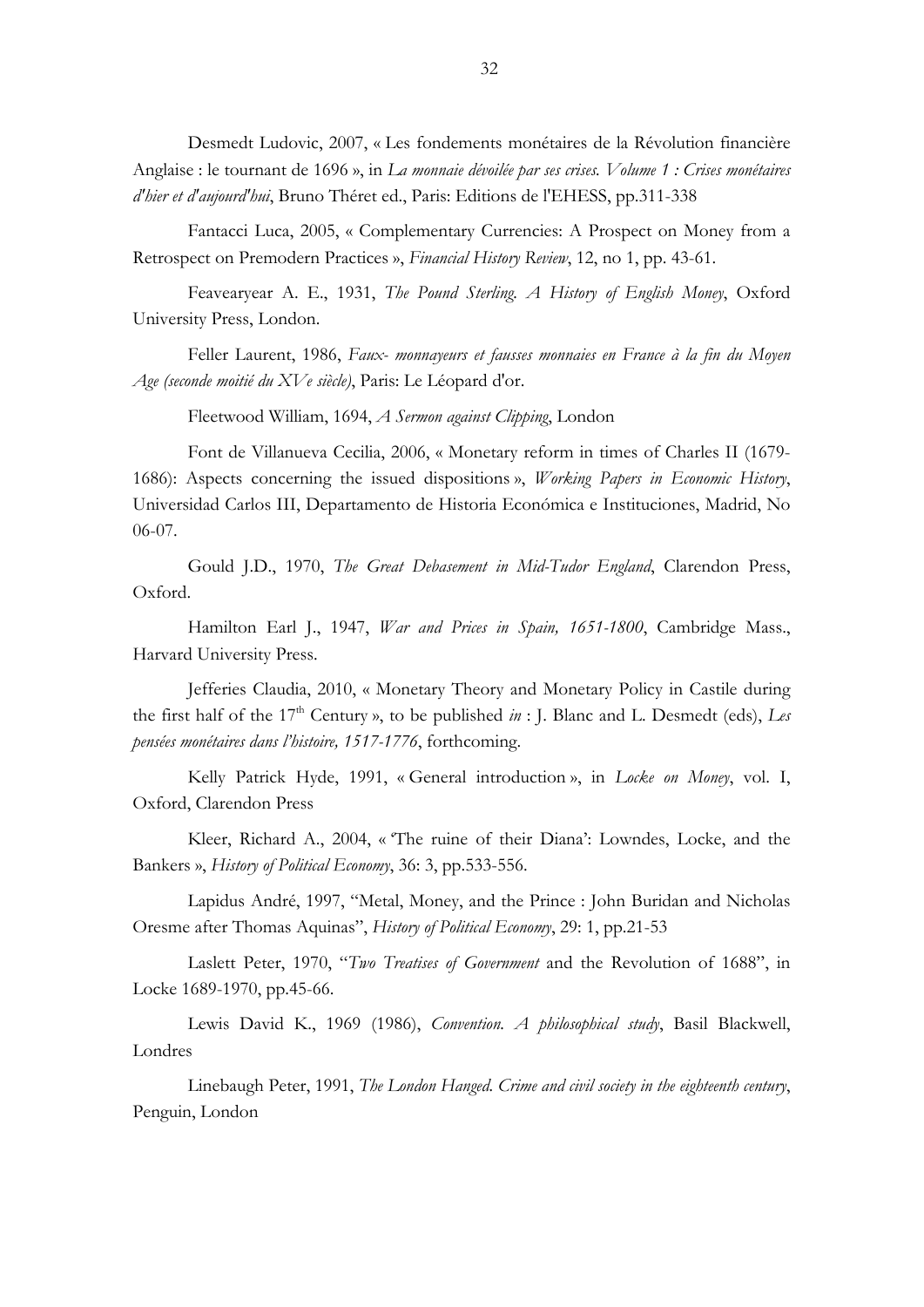Desmedt Ludovic, 2007, « Les fondements monétaires de la Révolution financière Anglaise : le tournant de 1696 », in *La monnaie dévoilée par ses crises. Volume 1 : Crises monétaires d'hier et d'aujourd'hui*, Bruno Théret ed., Paris: Editions de l'EHESS, pp.311-338

Fantacci Luca, 2005, « Complementary Currencies: A Prospect on Money from a Retrospect on Premodern Practices », *Financial History Review*, 12, no 1, pp. 43-61.

Feavearyear A. E., 1931, *The Pound Sterling. A History of English Money*, Oxford University Press, London.

Feller Laurent, 1986, *Faux- monnayeurs et fausses monnaies en France à la fin du Moyen Age (seconde moitié du XVe siècle)*, Paris: Le Léopard d'or.

Fleetwood William, 1694, *A Sermon against Clipping*, London

Font de Villanueva Cecilia, 2006, « Monetary reform in times of Charles II (1679-1686): Aspects concerning the issued dispositions », *Working Papers in Economic History*, Universidad Carlos III, Departamento de Historia Económica e Instituciones, Madrid, No 06-07.

Gould J.D., 1970, *The Great Debasement in Mid-Tudor England*, Clarendon Press, Oxford.

Hamilton Earl J., 1947, *War and Prices in Spain, 1651-1800*, Cambridge Mass., Harvard University Press.

Jefferies Claudia, 2010, « Monetary Theory and Monetary Policy in Castile during the first half of the 17th Century », to be published *in* : J. Blanc and L. Desmedt (eds), *Les pensées monétaires dans l'histoire, 1517-1776*, forthcoming.

Kelly Patrick Hyde, 1991, « General introduction », in *Locke on Money*, vol. I, Oxford, Clarendon Press

Kleer, Richard A., 2004, « 'The ruine of their Diana': Lowndes, Locke, and the Bankers », *History of Political Economy*, 36: 3, pp.533-556.

Lapidus André, 1997, "Metal, Money, and the Prince : John Buridan and Nicholas Oresme after Thomas Aquinas", *History of Political Economy*, 29: 1, pp.21-53

Laslett Peter, 1970, "*Two Treatises of Government* and the Revolution of 1688", in Locke 1689-1970, pp.45-66.

Lewis David K., 1969 (1986), *Convention. A philosophical study*, Basil Blackwell, Londres

Linebaugh Peter, 1991, *The London Hanged. Crime and civil society in the eighteenth century*, Penguin, London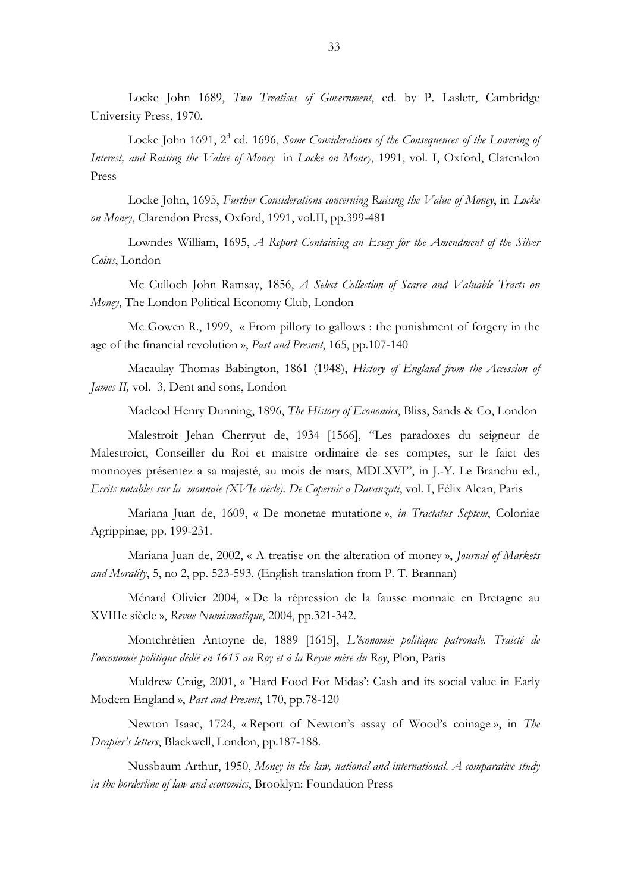Locke John 1689, *Two Treatises of Government*, ed. by P. Laslett, Cambridge University Press, 1970.

Locke John 1691, 2[d] ed. 1696, *Some Considerations of the Consequences of the Lowering of Interest, and Raising the Value of Money* in *Locke on Money*, 1991, vol. I, Oxford, Clarendon Press

Locke John, 1695, *Further Considerations concerning Raising the Value of Money*, in *Locke on Money*, Clarendon Press, Oxford, 1991, vol.II, pp.399-481

Lowndes William, 1695, *A Report Containing an Essay for the Amendment of the Silver Coins*, London

Mc Culloch John Ramsay, 1856, *A Select Collection of Scarce and Valuable Tracts on Money*, The London Political Economy Club, London

Mc Gowen R., 1999, « From pillory to gallows : the punishment of forgery in the age of the financial revolution », *Past and Present*, 165, pp.107-140

Macaulay Thomas Babington, 1861 (1948), *History of England from the Accession of James II,* vol. 3, Dent and sons, London

Macleod Henry Dunning, 1896, *The History of Economics*, Bliss, Sands & Co, London

Malestroit Jehan Cherryut de, 1934 [1566], "Les paradoxes du seigneur de Malestroict, Conseiller du Roi et maistre ordinaire de ses comptes, sur le faict des monnoyes présentez a sa majesté, au mois de mars, MDLXVI", in J.-Y. Le Branchu ed., *Ecrits notables sur la monnaie (XVIe siècle). De Copernic a Davanzati*, vol. I, Félix Alcan, Paris

Mariana Juan de, 1609, « De monetae mutatione », *in Tractatus Septem*, Coloniae Agrippinae, pp. 199-231.

Mariana Juan de, 2002, « A treatise on the alteration of money », *Journal of Markets and Morality*, 5, no 2, pp. 523-593. (English translation from P. T. Brannan)

Ménard Olivier 2004, « De la répression de la fausse monnaie en Bretagne au XVIIIe siècle », *Revue Numismatique*, 2004, pp.321-342.

Montchrétien Antoyne de, 1889 [1615], *L'économie politique patronale. Traicté de l'oeconomie politique dédié en 1615 au Roy et à la Reyne mère du Roy*, Plon, Paris

Muldrew Craig, 2001, « 'Hard Food For Midas': Cash and its social value in Early Modern England », *Past and Present*, 170, pp.78-120

Newton Isaac, 1724, « Report of Newton's assay of Wood's coinage », in *The Drapier's letters*, Blackwell, London, pp.187-188.

Nussbaum Arthur, 1950, *Money in the law, national and international. A comparative study in the borderline of law and economics*, Brooklyn: Foundation Press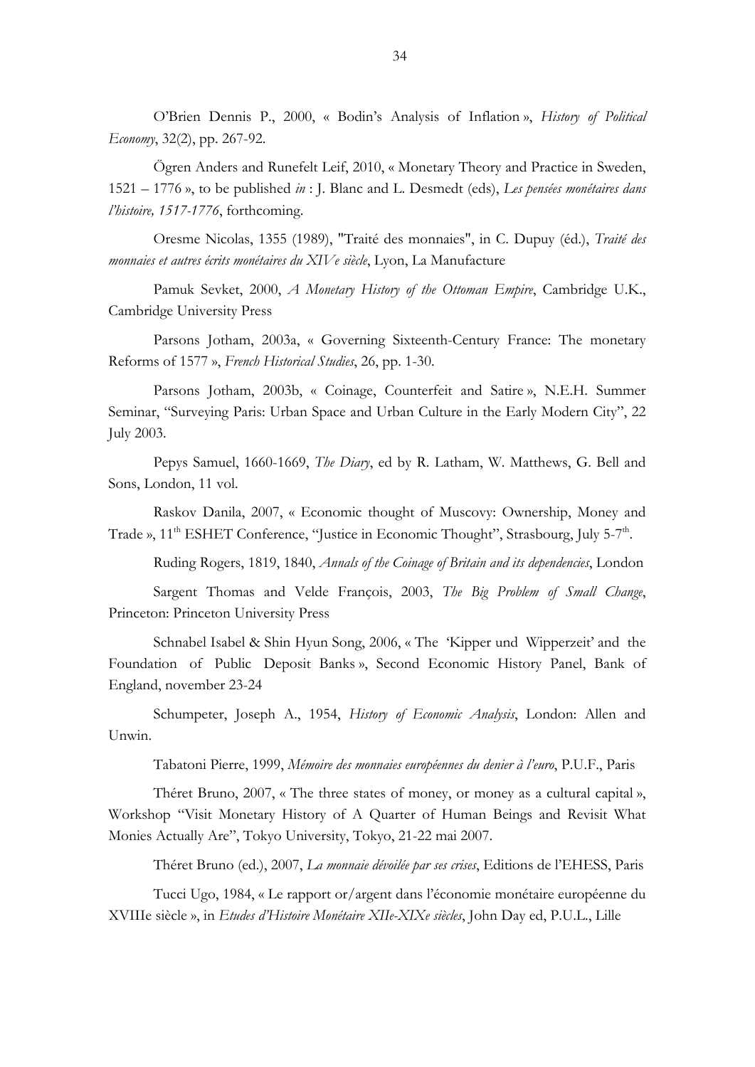O'Brien Dennis P., 2000, « Bodin's Analysis of Inflation », *History of Political Economy*, 32(2), pp. 267-92.

Ögren Anders and Runefelt Leif, 2010, « Monetary Theory and Practice in Sweden, 1521 – 1776 », to be published *in* : J. Blanc and L. Desmedt (eds), *Les pensées monétaires dans l'histoire, 1517-1776*, forthcoming.

Oresme Nicolas, 1355 (1989), "Traité des monnaies", in C. Dupuy (éd.), *Traité des monnaies et autres écrits monétaires du XIVe siècle*, Lyon, La Manufacture

Pamuk Sevket, 2000, *A Monetary History of the Ottoman Empire*, Cambridge U.K., Cambridge University Press

Parsons Jotham, 2003a, « Governing Sixteenth-Century France: The monetary Reforms of 1577 », *French Historical Studies*, 26, pp. 1-30.

Parsons Jotham, 2003b, « Coinage, Counterfeit and Satire », N.E.H. Summer Seminar, "Surveying Paris: Urban Space and Urban Culture in the Early Modern City", 22 July 2003.

Pepys Samuel, 1660-1669, *The Diary*, ed by R. Latham, W. Matthews, G. Bell and Sons, London, 11 vol.

Raskov Danila, 2007, « Economic thought of Muscovy: Ownership, Money and Trade », 11th ESHET Conference, "Justice in Economic Thought", Strasbourg, July 5-7th.

Ruding Rogers, 1819, 1840, *Annals of the Coinage of Britain and its dependencies*, London

Sargent Thomas and Velde François, 2003, *The Big Problem of Small Change*, Princeton: Princeton University Press

Schnabel Isabel & Shin Hyun Song, 2006, « The 'Kipper und Wipperzeit' and the Foundation of Public Deposit Banks », Second Economic History Panel, Bank of England, november 23-24

Schumpeter, Joseph A., 1954, *History of Economic Analysis*, London: Allen and Unwin.

Tabatoni Pierre, 1999, *Mémoire des monnaies européennes du denier à l'euro*, P.U.F., Paris

Théret Bruno, 2007, « The three states of money, or money as a cultural capital », Workshop "Visit Monetary History of A Quarter of Human Beings and Revisit What Monies Actually Are", Tokyo University, Tokyo, 21-22 mai 2007.

Théret Bruno (ed.), 2007, *La monnaie dévoilée par ses crises*, Editions de l'EHESS, Paris

Tucci Ugo, 1984, « Le rapport or/argent dans l'économie monétaire européenne du XVIIIe siècle », in *Etudes d'Histoire Monétaire XIIe-XIXe siècles*, John Day ed, P.U.L., Lille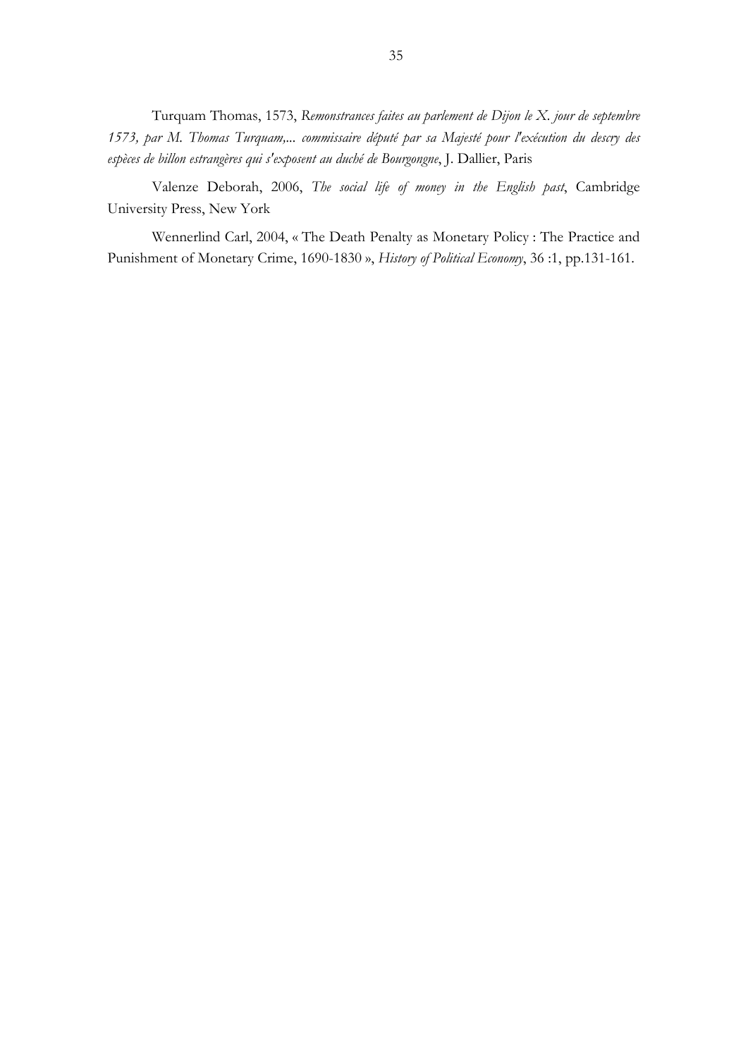Turquam Thomas, 1573, *Remonstrances faites au parlement de Dijon le X. jour de septembre 1573, par M. Thomas Turquam,... commissaire député par sa Majesté pour l'exécution du descry des espèces de billon estrangères qui s'exposent au duché de Bourgongne*, J. Dallier, Paris

Valenze Deborah, 2006, *The social life of money in the English past*, Cambridge University Press, New York

Wennerlind Carl, 2004, « The Death Penalty as Monetary Policy : The Practice and Punishment of Monetary Crime, 1690-1830 », *History of Political Economy*, 36 :1, pp.131-161.